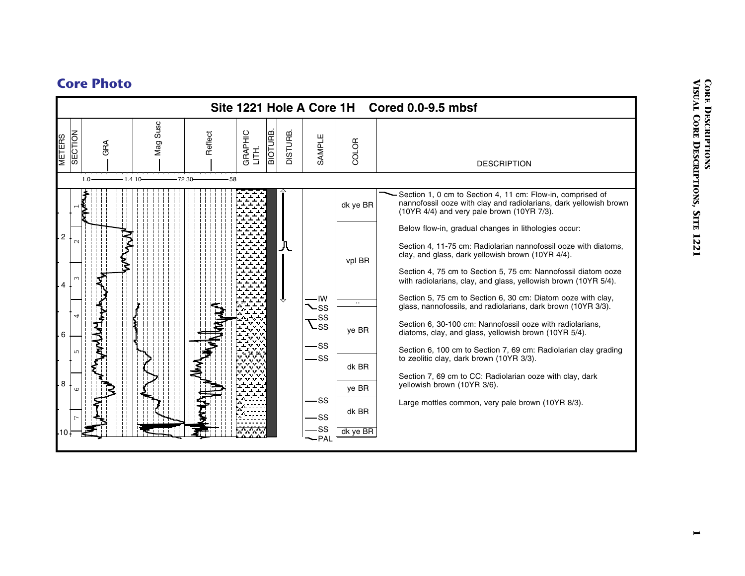# Core Photo

## Site 1221 Hole A Core 1H    Cored 0.0-9.5 mbsf

| METERS | SECTION | GRA | Mag Susc | Reflect | GRAPHIC LITH. | BIOTURB. | DISTURB. | SAMPLE | COLOR | DESCRIPTION |
|---|---|---|---|---|---|---|---|---|---|---|
| | | 1.0 — 1.4 | 10 — 72 | 30 — 58 | | | | | | |

**SAMPLE:** IW, SS, SS, SS, SS, SS, SS, SS, SS, PAL

**COLOR:** dk ye BR, vpl BR, .., ye BR, dk BR, ye BR, dk BR, dk ye BR

**DESCRIPTION:**

Section 1, 0 cm to Section 4, 11 cm: Flow-in, comprised of nannofossil ooze with clay and radiolarians, dark yellowish brown (10YR 4/4) and very pale brown (10YR 7/3).

Below flow-in, gradual changes in lithologies occur:

Section 4, 11-75 cm: Radiolarian nannofossil ooze with diatoms, clay, and glass, dark yellowish brown (10YR 4/4).

Section 4, 75 cm to Section 5, 75 cm: Nannofossil diatom ooze with radiolarians, clay, and glass, yellowish brown (10YR 5/4).

Section 5, 75 cm to Section 6, 30 cm: Diatom ooze with clay, glass, nannofossils, and radiolarians, dark brown (10YR 3/3).

Section 6, 30-100 cm: Nannofossil ooze with radiolarians, diatoms, clay, and glass, yellowish brown (10YR 5/4).

Section 6, 100 cm to Section 7, 69 cm: Radiolarian clay grading to zeolitic clay, dark brown (10YR 3/3).

Section 7, 69 cm to CC: Radiolarian ooze with clay, dark yellowish brown (10YR 3/6).

Large mottles common, very pale brown (10YR 8/3).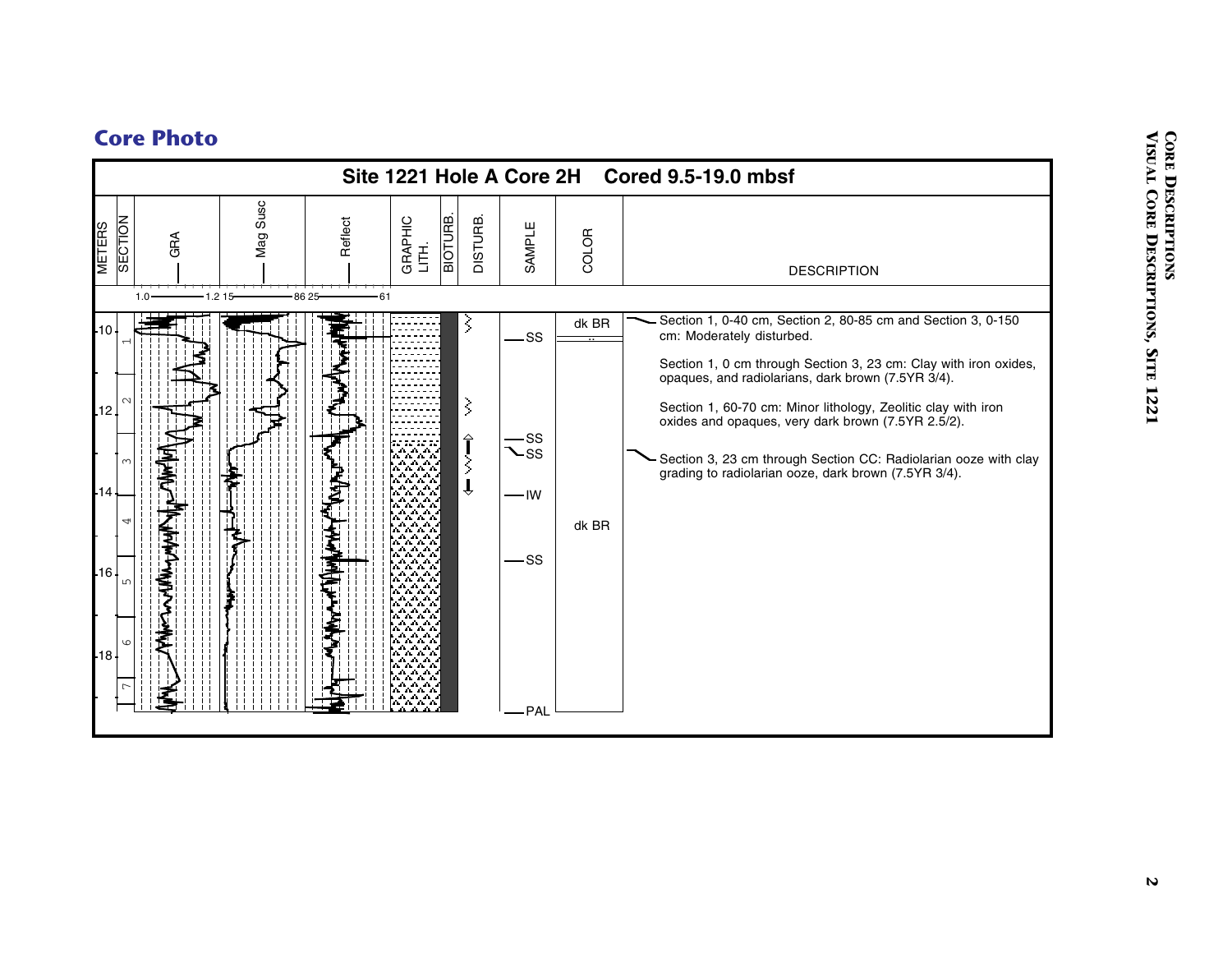## Core Photo

**Site 1221 Hole A Core 2H Cored 9.5-19.0 mbsf**

| METERS | SECTION | GRA | Mag Susc | Reflect | GRAPHIC LITH. | BIOTURB. | DISTURB. | SAMPLE | COLOR | DESCRIPTION |
|---|---|---|---|---|---|---|---|---|---|---|
| | | 1.0 — 1.2 | 15 — 86 | 25 — 61 | | | | | | |

METERS: 10, 12, 14, 16, 18

SECTION: 1, 2, 3, 4, 5, 6, 7

SAMPLE: SS, SS, SS, IW, SS, PAL

COLOR: dk BR, dk BR

DESCRIPTION:

Section 1, 0-40 cm, Section 2, 80-85 cm and Section 3, 0-150 cm: Moderately disturbed.

Section 1, 0 cm through Section 3, 23 cm: Clay with iron oxides, opaques, and radiolarians, dark brown (7.5YR 3/4).

Section 1, 60-70 cm: Minor lithology, Zeolitic clay with iron oxides and opaques, very dark brown (7.5YR 2.5/2).

Section 3, 23 cm through Section CC: Radiolarian ooze with clay grading to radiolarian ooze, dark brown (7.5YR 3/4).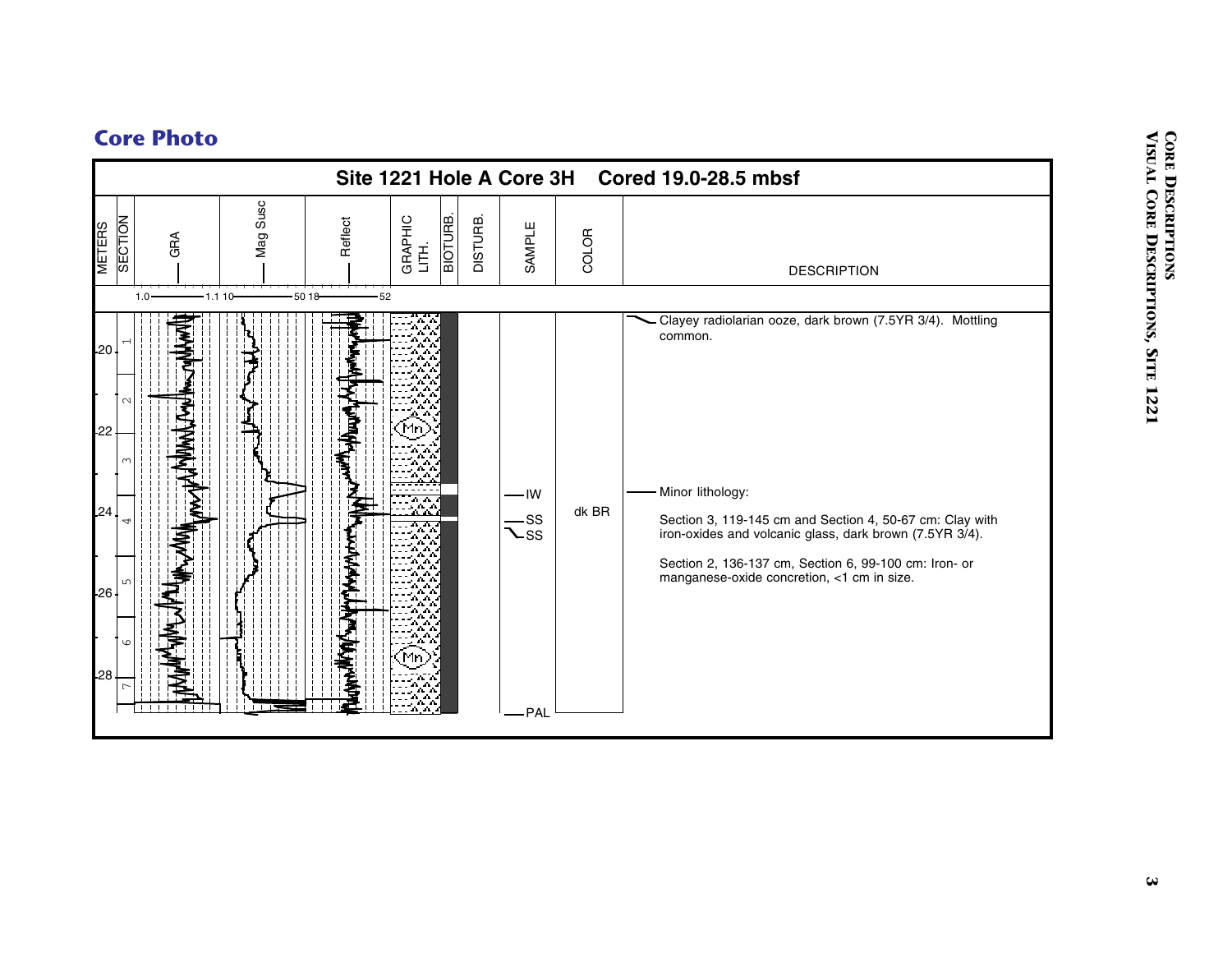## Core Photo

**Site 1221 Hole A Core 3H Cored 19.0-28.5 mbsf**

| METERS | SECTION | GRA | Mag Susc | Reflect | GRAPHIC LITH. | BIOTURB. | DISTURB. | SAMPLE | COLOR | DESCRIPTION |
|---|---|---|---|---|---|---|---|---|---|---|
| | | 1.0 — 1.1 | 10 — 50 | 18 — 52 | | | | | | |
| 20–28 | 1–7 | | | | | | | IW, SS, SS, PAL | dk BR | Clayey radiolarian ooze, dark brown (7.5YR 3/4). Mottling common. |

Minor lithology:

Section 3, 119-145 cm and Section 4, 50-67 cm: Clay with iron-oxides and volcanic glass, dark brown (7.5YR 3/4).

Section 2, 136-137 cm, Section 6, 99-100 cm: Iron- or manganese-oxide concretion, <1 cm in size.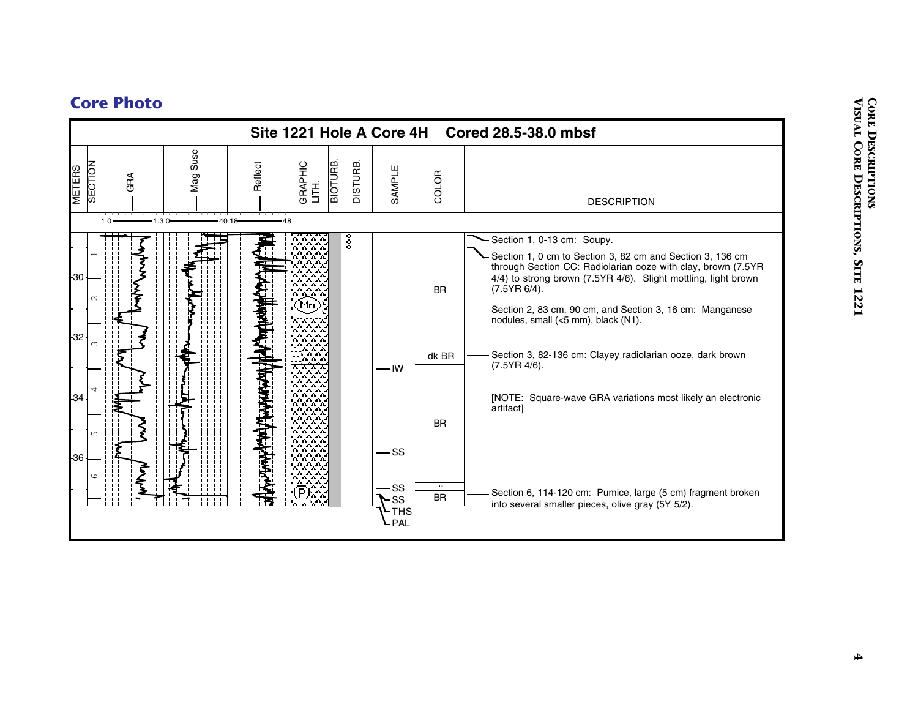# Core Photo

## Site 1221 Hole A Core 4H  Cored 28.5-38.0 mbsf

| METERS | SECTION | GRA (1.0–1.3) | Mag Susc (0–40) | Reflect (18–48) | GRAPHIC LITH. | BIOTURB. | DISTURB. | SAMPLE | COLOR | DESCRIPTION |
|---|---|---|---|---|---|---|---|---|---|---|

**COLOR:** BR; dk BR; BR; BR

**SAMPLE:** IW; SS; SS; SS; THS; PAL

**DESCRIPTION:**

Section 1, 0-13 cm: Soupy.

Section 1, 0 cm to Section 3, 82 cm and Section 3, 136 cm through Section CC: Radiolarian ooze with clay, brown (7.5YR 4/4) to strong brown (7.5YR 4/6). Slight mottling, light brown (7.5YR 6/4).

Section 2, 83 cm, 90 cm, and Section 3, 16 cm: Manganese nodules, small (<5 mm), black (N1).

Section 3, 82-136 cm: Clayey radiolarian ooze, dark brown (7.5YR 4/6).

[NOTE: Square-wave GRA variations most likely an electronic artifact]

Section 6, 114-120 cm: Pumice, large (5 cm) fragment broken into several smaller pieces, olive gray (5Y 5/2).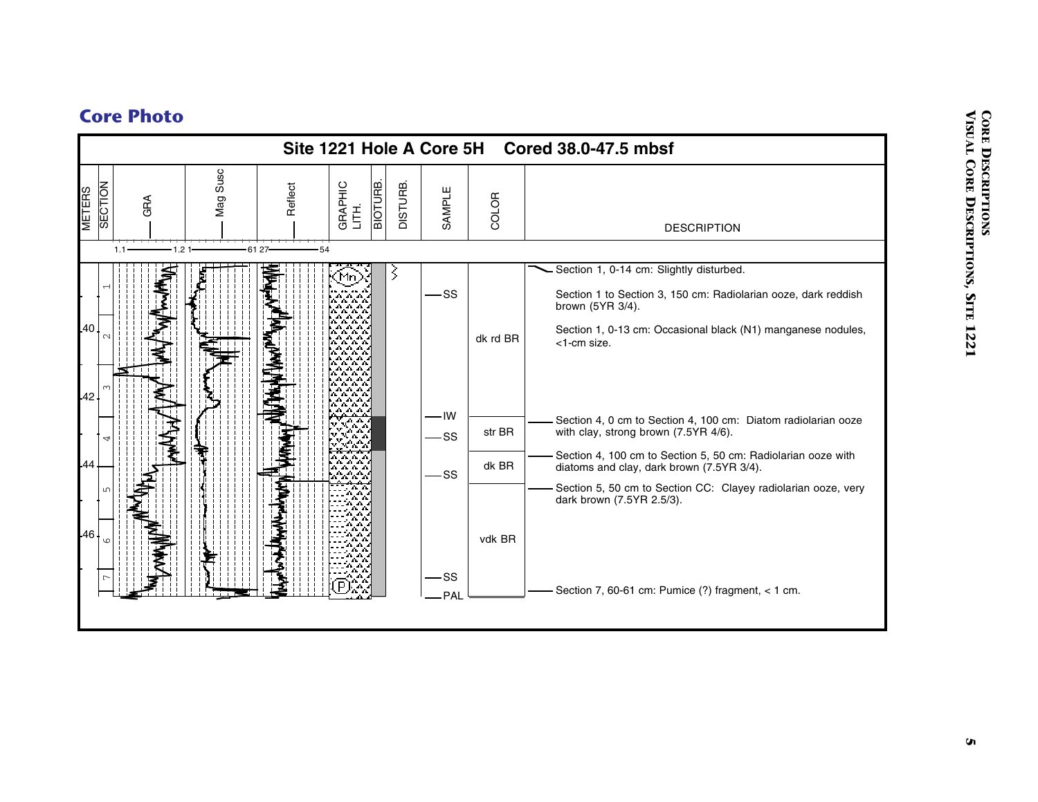## Core Photo

**Site 1221 Hole A Core 5H Cored 38.0-47.5 mbsf**

| METERS | SECTION | GRA | Mag Susc | Reflect | GRAPHIC LITH. | BIOTURB. | DISTURB. | SAMPLE | COLOR | DESCRIPTION |
|---|---|---|---|---|---|---|---|---|---|---|
| | | 1.1 — 1.2 | 1 — 61 | 27 — 54 | | | | | | |

| METERS | SECTION |
|---|---|
| 40 | 1, 2 |
| 42 | 3 |
| 44 | 4, 5 |
| 46 | 6, 7 |

SAMPLE: SS, IW, SS, SS, SS, PAL

COLOR: dk rd BR; str BR; dk BR; vdk BR

DESCRIPTION

Section 1, 0-14 cm: Slightly disturbed.

Section 1 to Section 3, 150 cm: Radiolarian ooze, dark reddish brown (5YR 3/4).

Section 1, 0-13 cm: Occasional black (N1) manganese nodules, <1-cm size.

Section 4, 0 cm to Section 4, 100 cm: Diatom radiolarian ooze with clay, strong brown (7.5YR 4/6).

Section 4, 100 cm to Section 5, 50 cm: Radiolarian ooze with diatoms and clay, dark brown (7.5YR 3/4).

Section 5, 50 cm to Section CC: Clayey radiolarian ooze, very dark brown (7.5YR 2.5/3).

Section 7, 60-61 cm: Pumice (?) fragment, < 1 cm.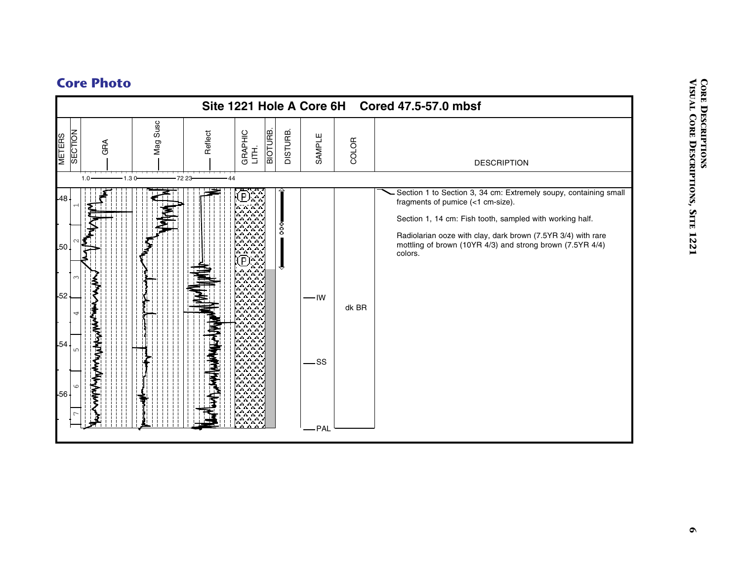# Core Photo

## Site 1221 Hole A Core 6H Cored 47.5-57.0 mbsf

| METERS | SECTION | GRA | Mag Susc | Reflect | GRAPHIC LITH. | BIOTURB. | DISTURB. | SAMPLE | COLOR | DESCRIPTION |
|---|---|---|---|---|---|---|---|---|---|---|
| | | 1.0 — 1.3 | 0 — 72 | 23 — 44 | | | | | | |
| 48–56 | 1–7 | | | | | | | IW, SS, PAL | dk BR | Section 1 to Section 3, 34 cm: Extremely soupy, containing small fragments of pumice (<1 cm-size). Section 1, 14 cm: Fish tooth, sampled with working half. Radiolarian ooze with clay, dark brown (7.5YR 3/4) with rare mottling of brown (10YR 4/3) and strong brown (7.5YR 4/4) colors. |

Section 1 to Section 3, 34 cm: Extremely soupy, containing small fragments of pumice (<1 cm-size).

Section 1, 14 cm: Fish tooth, sampled with working half.

Radiolarian ooze with clay, dark brown (7.5YR 3/4) with rare mottling of brown (10YR 4/3) and strong brown (7.5YR 4/4) colors.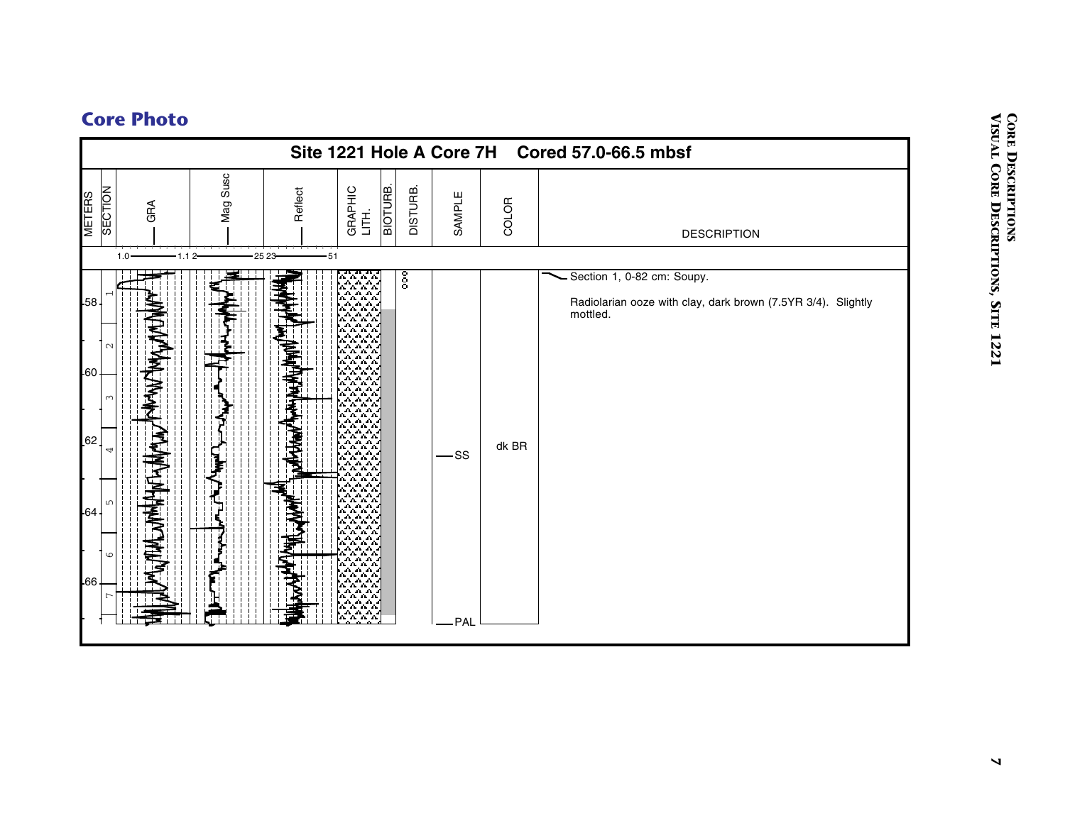# Core Photo

## Site 1221 Hole A Core 7H  Cored 57.0-66.5 mbsf

| METERS | SECTION | GRA | Mag Susc | Reflect | GRAPHIC LITH. | BIOTURB. | DISTURB. | SAMPLE | COLOR | DESCRIPTION |
|---|---|---|---|---|---|---|---|---|---|---|
| | | 1.0 — 1.1 | 2 — 25 | 23 — 51 | | | | | | |
| 58, 60, 62, 64, 66 | 1, 2, 3, 4, 5, 6, 7 | | | | | | | SS, PAL | dk BR | Section 1, 0-82 cm: Soupy. Radiolarian ooze with clay, dark brown (7.5YR 3/4). Slightly mottled. |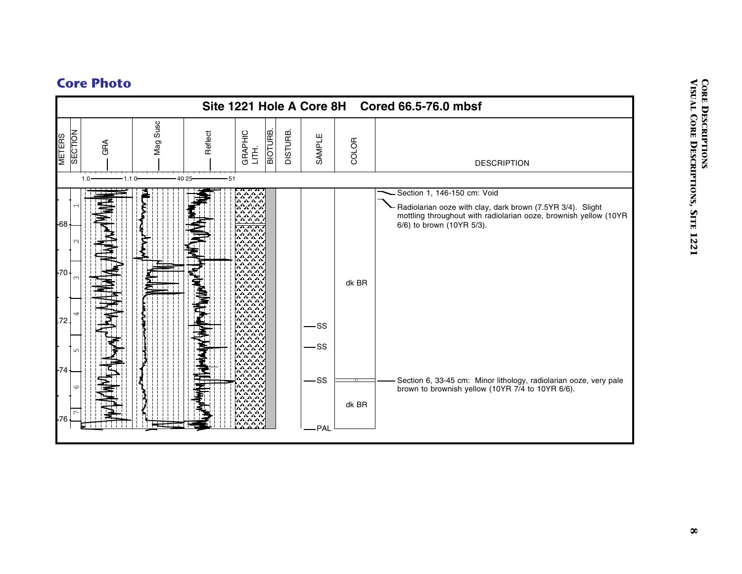## Core Photo

**Site 1221 Hole A Core 8H Cored 66.5-76.0 mbsf**

| METERS | SECTION | GRA | Mag Susc | Reflect | GRAPHIC LITH. | BIOTURB. | DISTURB. | SAMPLE | COLOR | DESCRIPTION |
|---|---|---|---|---|---|---|---|---|---|---|
| | | 1.0 — 1.1 | 0 — 40 | 25 — 51 | | | | | | |

Sections: 1, 2, 3, 4, 5, 6, 7

Meters: 68, 70, 72, 74, 76

SAMPLE: SS, SS, SS, PAL

COLOR: dk BR, dk BR

DESCRIPTION:

Section 1, 146-150 cm: Void

Radiolarian ooze with clay, dark brown (7.5YR 3/4). Slight mottling throughout with radiolarian ooze, brownish yellow (10YR 6/6) to brown (10YR 5/3).

Section 6, 33-45 cm: Minor lithology, radiolarian ooze, very pale brown to brownish yellow (10YR 7/4 to 10YR 6/6).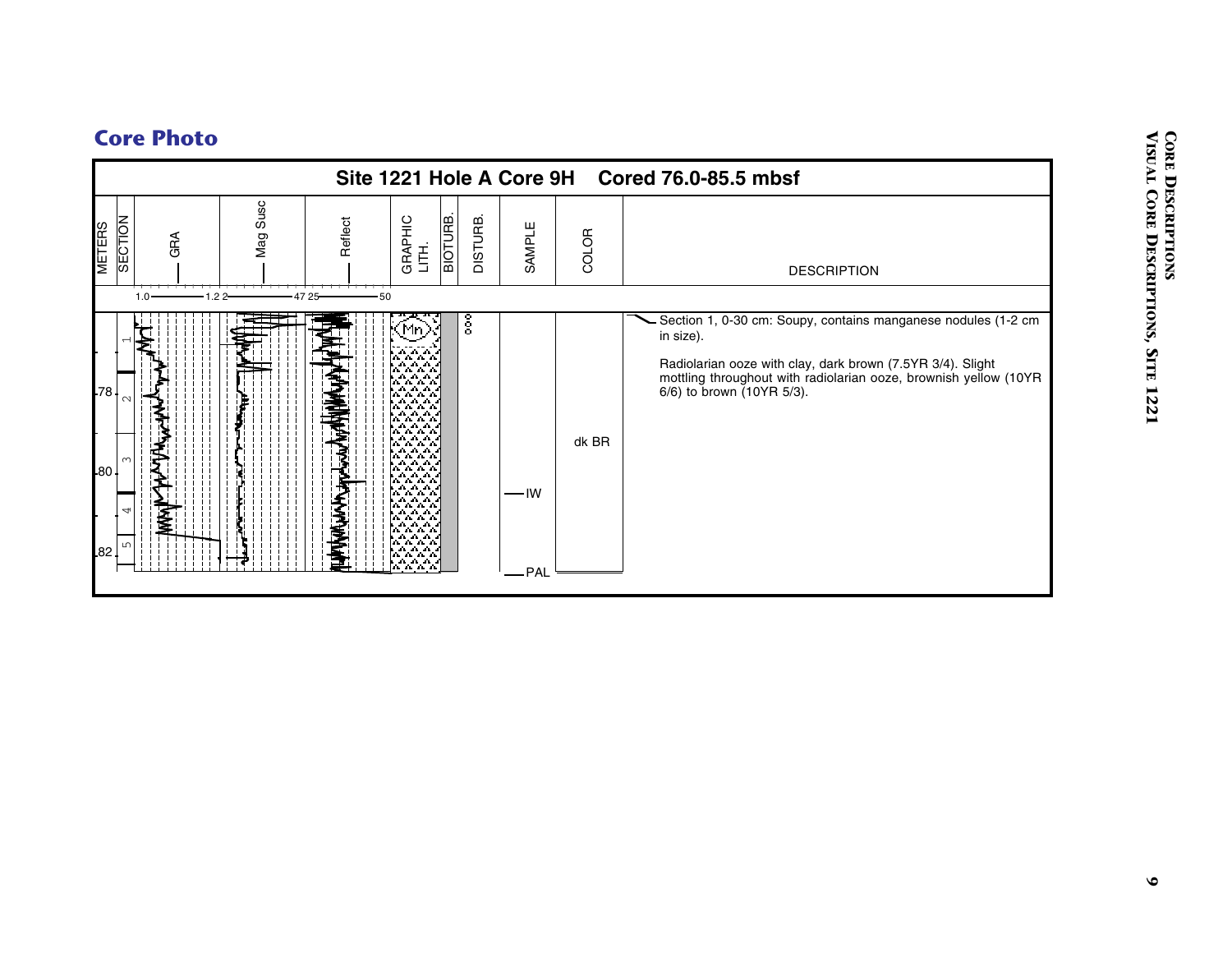# Core Photo

**Site 1221 Hole A Core 9H Cored 76.0-85.5 mbsf**

| METERS | SECTION | GRA | Mag Susc | Reflect | GRAPHIC LITH. | BIOTURB. | DISTURB. | SAMPLE | COLOR | DESCRIPTION |
|---|---|---|---|---|---|---|---|---|---|---|
| | | 1.0 — 1.2 | 2 — 47 | 25 — 50 | | | | | | |
| 78 | 1, 2 | | | | Mn | | | | dk BR | Section 1, 0-30 cm: Soupy, contains manganese nodules (1-2 cm in size). |
| 80 | 3, 4 | | | | | | | IW | | Radiolarian ooze with clay, dark brown (7.5YR 3/4). Slight mottling throughout with radiolarian ooze, brownish yellow (10YR 6/6) to brown (10YR 5/3). |
| 82 | 5 | | | | | | | PAL | | |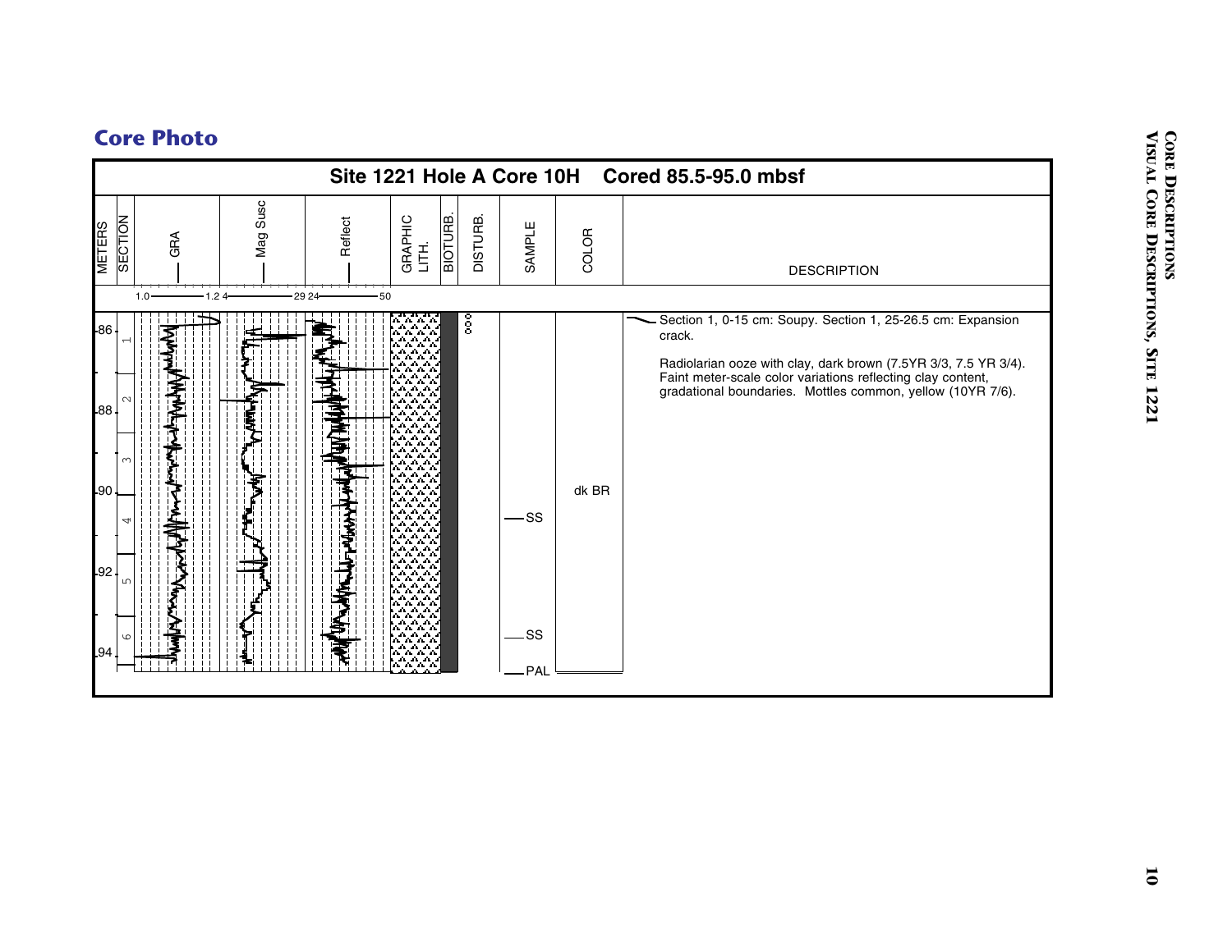# Core Photo

## Site 1221 Hole A Core 10H Cored 85.5-95.0 mbsf

| METERS | SECTION | GRA | Mag Susc | Reflect | GRAPHIC LITH. | BIOTURB. | DISTURB. | SAMPLE | COLOR | DESCRIPTION |
|---|---|---|---|---|---|---|---|---|---|---|
| | | 1.0 — 1.2 | 4 — 29 | 24 — 50 | | | | | | |
| 86 | 1 | | | | | | | | | Section 1, 0-15 cm: Soupy. Section 1, 25-26.5 cm: Expansion crack. |
| | | | | | | | | | | Radiolarian ooze with clay, dark brown (7.5YR 3/3, 7.5 YR 3/4). Faint meter-scale color variations reflecting clay content, gradational boundaries. Mottles common, yellow (10YR 7/6). |
| 88 | 2 | | | | | | | | | |
| | 3 | | | | | | | | | |
| 90 | | | | | | | | | dk BR | |
| | 4 | | | | | | | SS | | |
| 92 | 5 | | | | | | | | | |
| | 6 | | | | | | | SS | | |
| 94 | | | | | | | | PAL | | |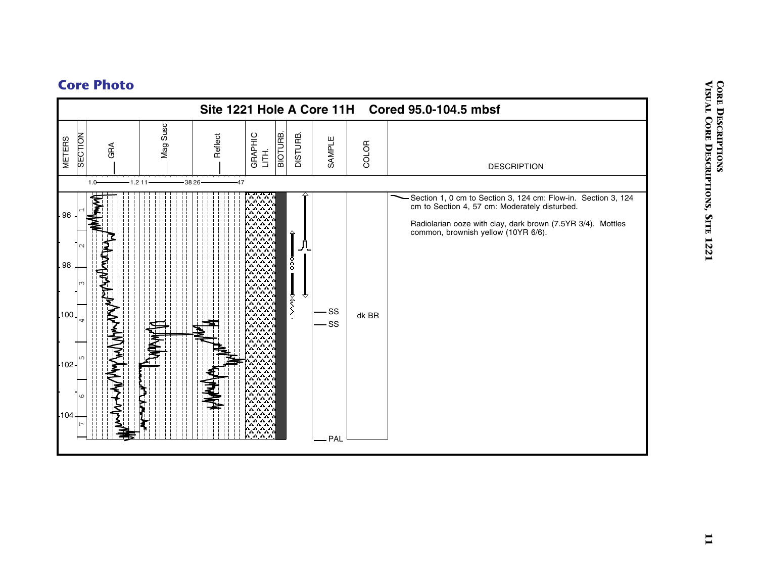## Core Photo

**Site 1221 Hole A Core 11H Cored 95.0-104.5 mbsf**

| METERS | SECTION | GRA | Mag Susc | Reflect | GRAPHIC LITH. | BIOTURB. | DISTURB. | SAMPLE | COLOR | DESCRIPTION |
|---|---|---|---|---|---|---|---|---|---|---|
| | | 1.0—1.2 | 11—38 | 26—47 | | | | | | |
| 96, 98, 100, 102, 104 | 1, 2, 3, 4, 5, 6, 7 | | | | | | | SS, SS, PAL | dk BR | Section 1, 0 cm to Section 3, 124 cm: Flow-in. Section 3, 124 cm to Section 4, 57 cm: Moderately disturbed. Radiolarian ooze with clay, dark brown (7.5YR 3/4). Mottles common, brownish yellow (10YR 6/6). |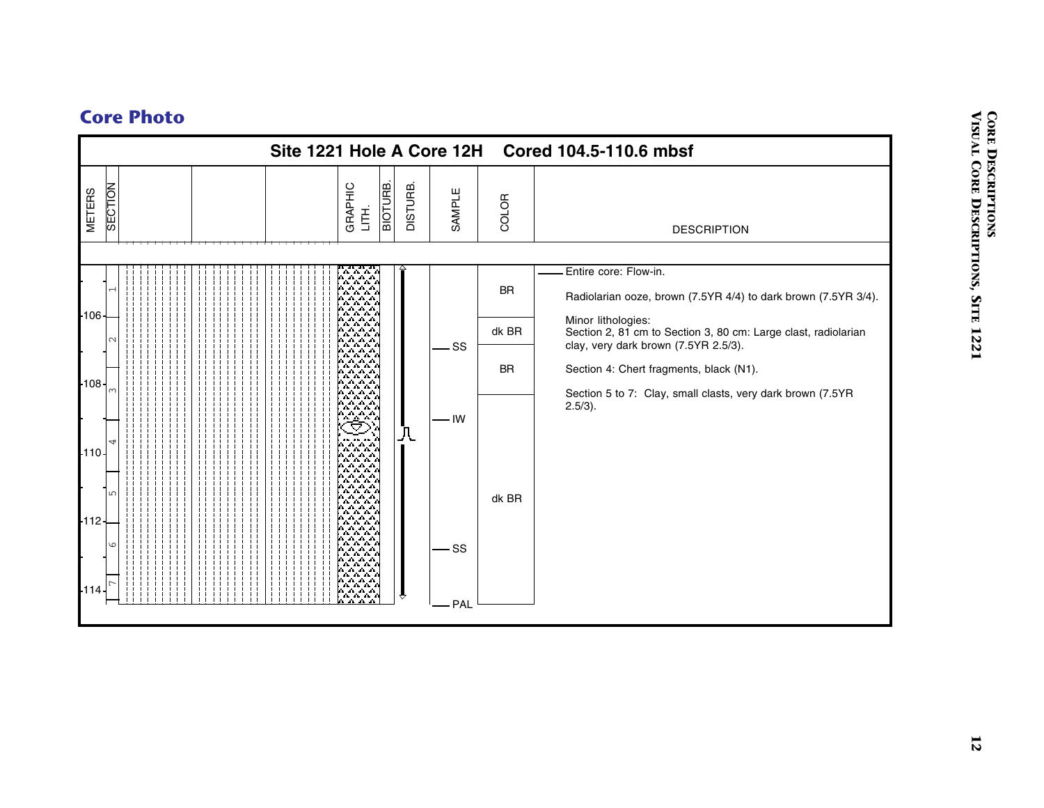## Core Photo

# Site 1221 Hole A Core 12H Cored 104.5-110.6 mbsf

| METERS | SECTION | GRAPHIC LITH. | BIOTURB. | DISTURB. | SAMPLE | COLOR | DESCRIPTION |
|---|---|---|---|---|---|---|---|
| 106 | 1 | | | | | BR | Entire core: Flow-in. |
| | 2 | | | | SS | dk BR | Radiolarian ooze, brown (7.5YR 4/4) to dark brown (7.5YR 3/4). |
| 108 | 3 | | | | | BR | Minor lithologies: Section 2, 81 cm to Section 3, 80 cm: Large clast, radiolarian clay, very dark brown (7.5YR 2.5/3). |
| 110 | 4 | | | | IW | dk BR | Section 4: Chert fragments, black (N1). |
| | 5 | | | | | | Section 5 to 7: Clay, small clasts, very dark brown (7.5YR 2.5/3). |
| 112 | 6 | | | | SS | | |
| 114 | 7 | | | | PAL | | |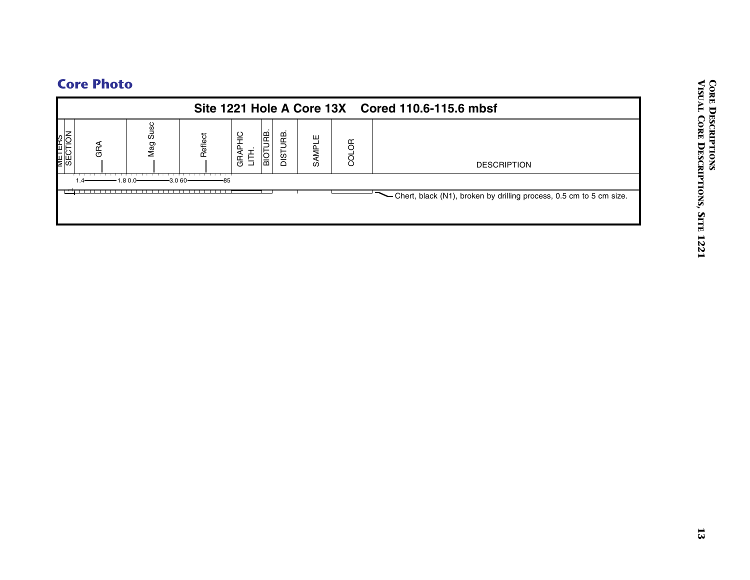## Core Photo

**Site 1221 Hole A Core 13X Cored 110.6-115.6 mbsf**

| METERS | SECTION | GRA | Mag Susc | Reflect | GRAPHIC LITH. | BIOTURB. | DISTURB. | SAMPLE | COLOR | DESCRIPTION |
|---|---|---|---|---|---|---|---|---|---|---|
| | | 1.4—1.8 | 0.0—3.0 | 60—85 | | | | | | |
| | 1 | | | | | | | | | Chert, black (N1), broken by drilling process, 0.5 cm to 5 cm size. |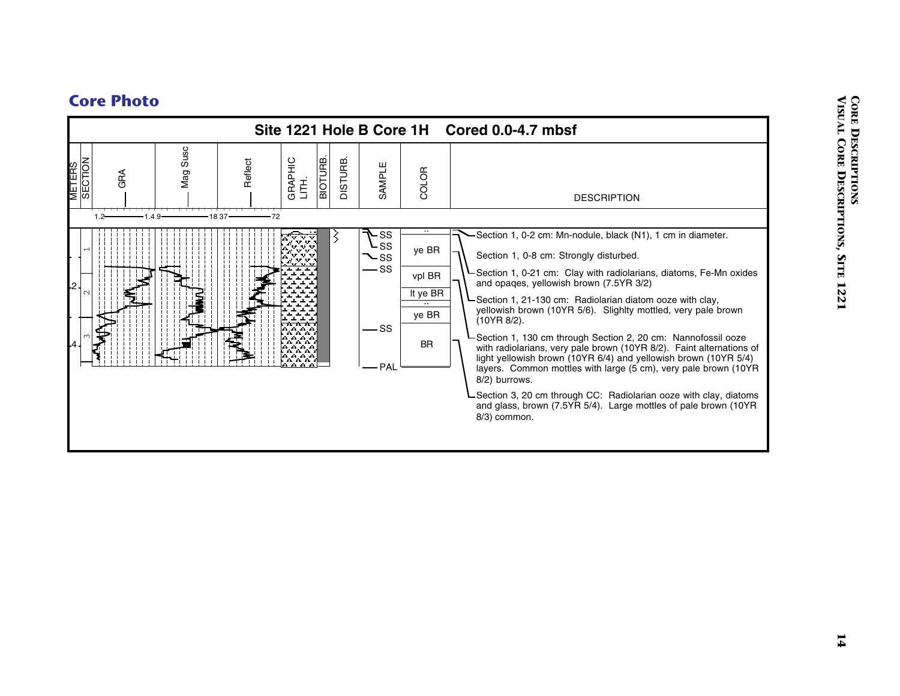# Core Photo

## Site 1221 Hole B Core 1H Cored 0.0-4.7 mbsf

| METERS | SECTION | GRA | Mag Susc | Reflect | GRAPHIC LITH. | BIOTURB. | DISTURB. | SAMPLE | COLOR | DESCRIPTION |
|---|---|---|---|---|---|---|---|---|---|---|
| | | 1.2 — 1.4 | 9 — 18 | 37 — 72 | | | | | | |

Sample: SS, SS, SS, SS, SS, PAL

Color: ye BR, vpl BR, lt ye BR, ye BR, BR

**DESCRIPTION**

Section 1, 0-2 cm: Mn-nodule, black (N1), 1 cm in diameter.

Section 1, 0-8 cm: Strongly disturbed.

Section 1, 0-21 cm: Clay with radiolarians, diatoms, Fe-Mn oxides and opaqes, yellowish brown (7.5YR 3/2)

Section 1, 21-130 cm: Radiolarian diatom ooze with clay, yellowish brown (10YR 5/6). Slighlty mottled, very pale brown (10YR 8/2).

Section 1, 130 cm through Section 2, 20 cm: Nannofossil ooze with radiolarians, very pale brown (10YR 8/2). Faint alternations of light yellowish brown (10YR 6/4) and yellowish brown (10YR 5/4) layers. Common mottles with large (5 cm), very pale brown (10YR 8/2) burrows.

Section 3, 20 cm through CC: Radiolarian ooze with clay, diatoms and glass, brown (7.5YR 5/4). Large mottles of pale brown (10YR 8/3) common.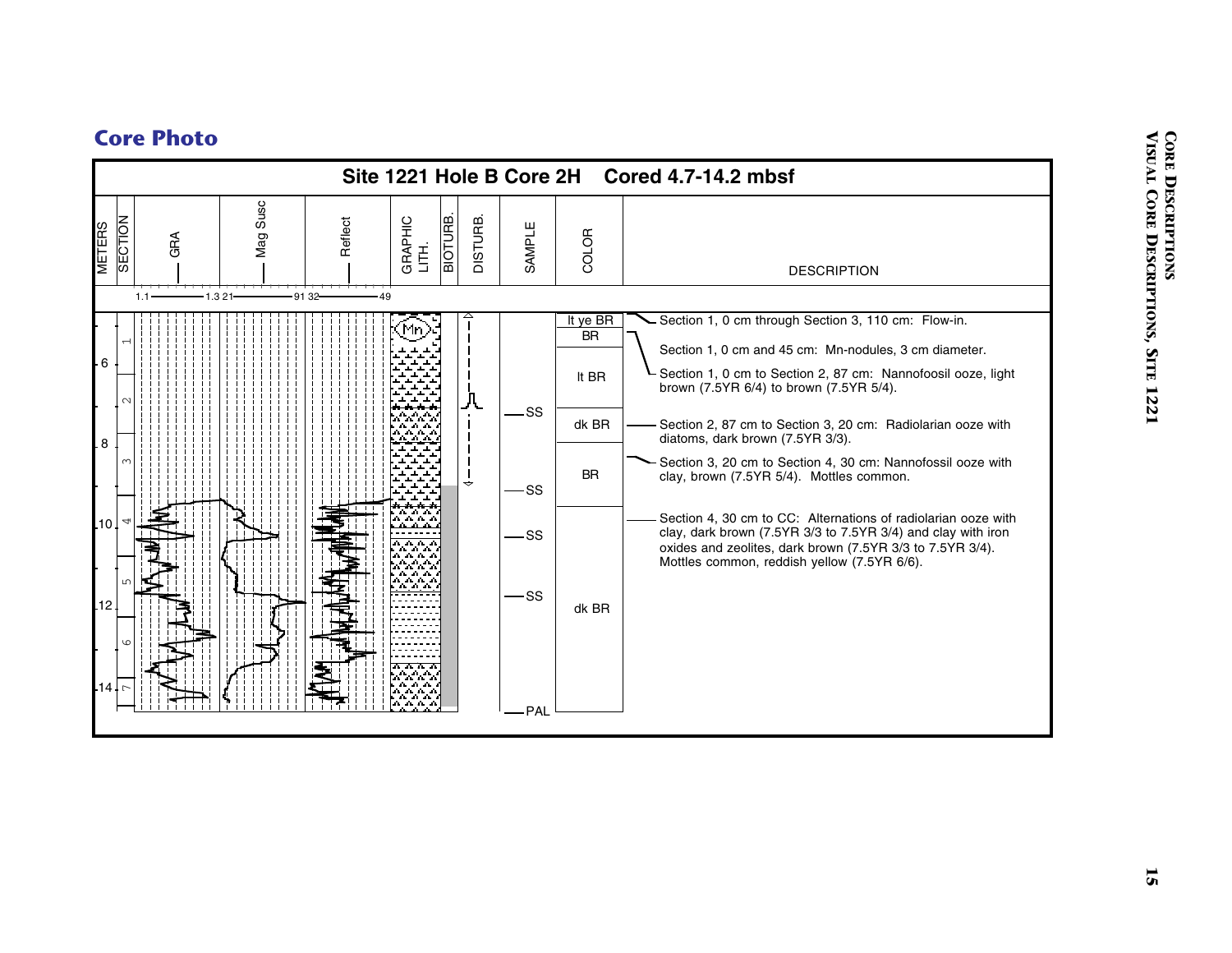## Core Photo

**Site 1221 Hole B Core 2H Cored 4.7-14.2 mbsf**

METERS | SECTION | GRA | Mag Susc | Reflect | GRAPHIC LITH. | BIOTURB. | DISTURB. | SAMPLE | COLOR | DESCRIPTION

GRA: 1.1 — 1.3; Mag Susc: 21 — 91; Reflect: 32 — 49

Meters: 6, 8, 10, 12, 14

Sections: 1, 2, 3, 4, 5, 6, 7

Samples: SS, SS, SS, SS, PAL

Colors: lt ye BR; BR; lt BR; dk BR; BR; dk BR

**DESCRIPTION**

Section 1, 0 cm through Section 3, 110 cm: Flow-in.

Section 1, 0 cm and 45 cm: Mn-nodules, 3 cm diameter.

Section 1, 0 cm to Section 2, 87 cm: Nannofoosil ooze, light brown (7.5YR 6/4) to brown (7.5YR 5/4).

Section 2, 87 cm to Section 3, 20 cm: Radiolarian ooze with diatoms, dark brown (7.5YR 3/3).

Section 3, 20 cm to Section 4, 30 cm: Nannofossil ooze with clay, brown (7.5YR 5/4). Mottles common.

Section 4, 30 cm to CC: Alternations of radiolarian ooze with clay, dark brown (7.5YR 3/3 to 7.5YR 3/4) and clay with iron oxides and zeolites, dark brown (7.5YR 3/3 to 7.5YR 3/4). Mottles common, reddish yellow (7.5YR 6/6).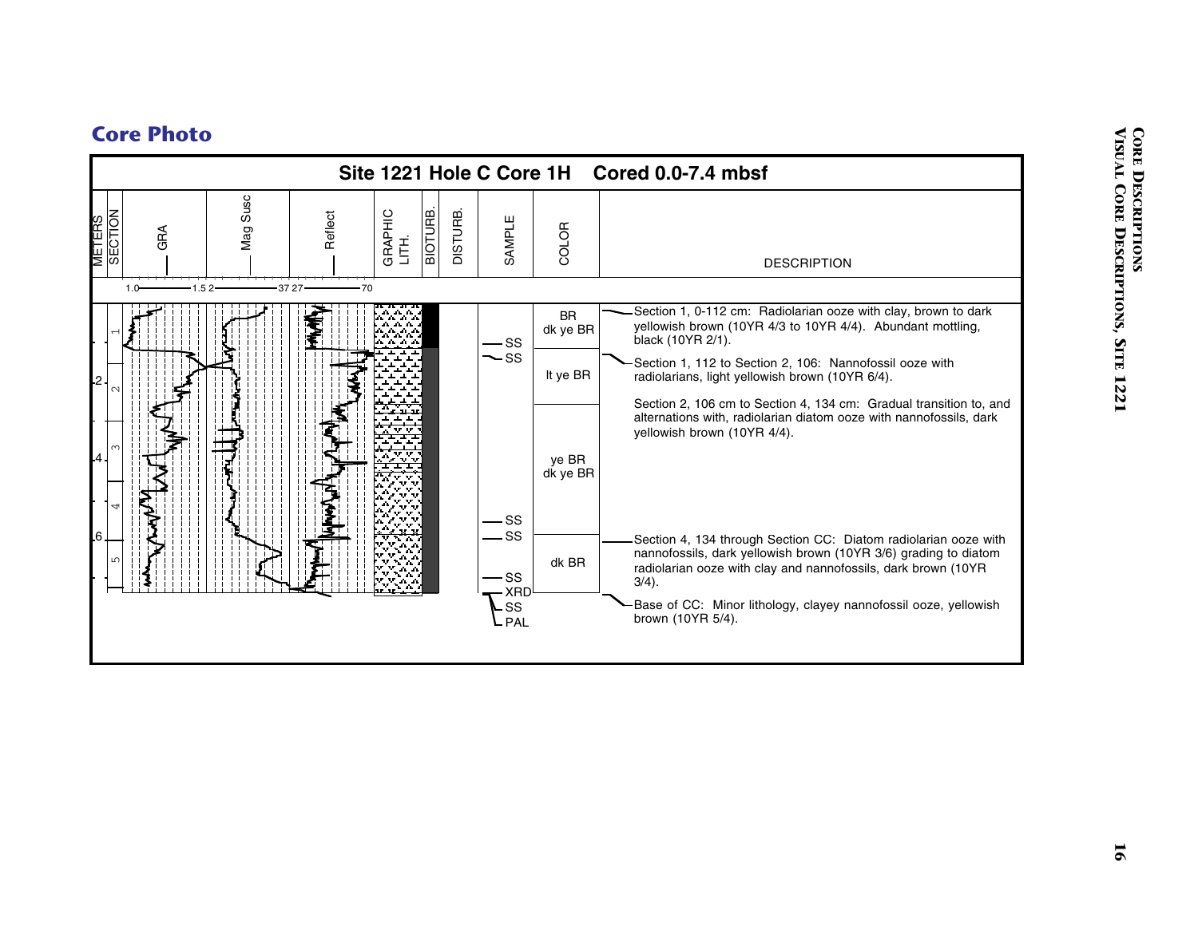# Core Photo

## Site 1221 Hole C Core 1H Cored 0.0-7.4 mbsf

| METERS | SECTION | GRA | Mag Susc | Reflect | GRAPHIC LITH. | BIOTURB. | DISTURB. | SAMPLE | COLOR | DESCRIPTION |
|---|---|---|---|---|---|---|---|---|---|---|
| | | 1.0—1.5 | 2—37 | 27—70 | | | | | | |

Sample: SS, SS, SS, SS, SS, XRD, SS, PAL

Color: BR dk ye BR; lt ye BR; ye BR dk ye BR; dk BR

**DESCRIPTION**

Section 1, 0-112 cm: Radiolarian ooze with clay, brown to dark yellowish brown (10YR 4/3 to 10YR 4/4). Abundant mottling, black (10YR 2/1).

Section 1, 112 to Section 2, 106: Nannofossil ooze with radiolarians, light yellowish brown (10YR 6/4).

Section 2, 106 cm to Section 4, 134 cm: Gradual transition to, and alternations with, radiolarian diatom ooze with nannofossils, dark yellowish brown (10YR 4/4).

Section 4, 134 through Section CC: Diatom radiolarian ooze with nannofossils, dark yellowish brown (10YR 3/6) grading to diatom radiolarian ooze with clay and nannofossils, dark brown (10YR 3/4).

Base of CC: Minor lithology, clayey nannofossil ooze, yellowish brown (10YR 5/4).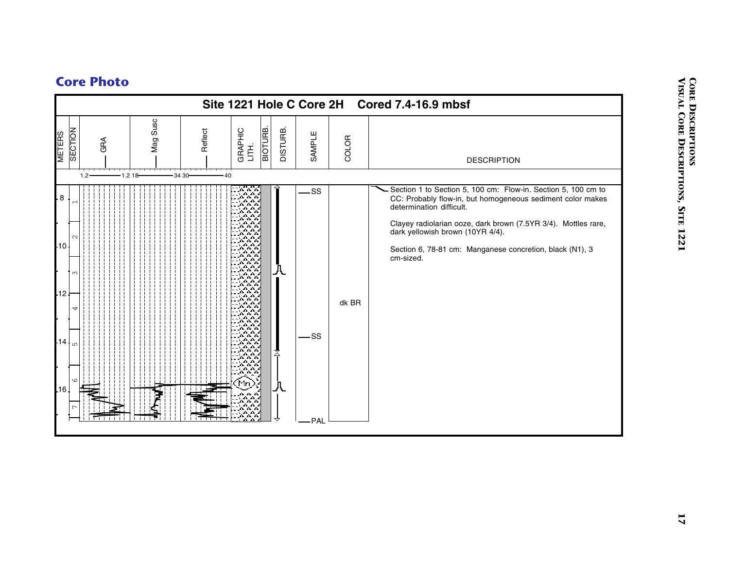## Core Photo

**Site 1221 Hole C Core 2H Cored 7.4-16.9 mbsf**

| METERS | SECTION | GRA | Mag Susc | Reflect | GRAPHIC LITH. | BIOTURB. | DISTURB. | SAMPLE | COLOR | DESCRIPTION |
|---|---|---|---|---|---|---|---|---|---|---|
| | | 1.2 — 1.2 | 18 — 34 | 30 — 40 | | | | | | |

Sections 1–7; depth scale 8, 10, 12, 14, 16 m.

SAMPLE: SS, SS, PAL

COLOR: dk BR

Graphic lithology: Mn

**DESCRIPTION**

Section 1 to Section 5, 100 cm: Flow-in. Section 5, 100 cm to CC: Probably flow-in, but homogeneous sediment color makes determination difficult.

Clayey radiolarian ooze, dark brown (7.5YR 3/4). Mottles rare, dark yellowish brown (10YR 4/4).

Section 6, 78-81 cm: Manganese concretion, black (N1), 3 cm-sized.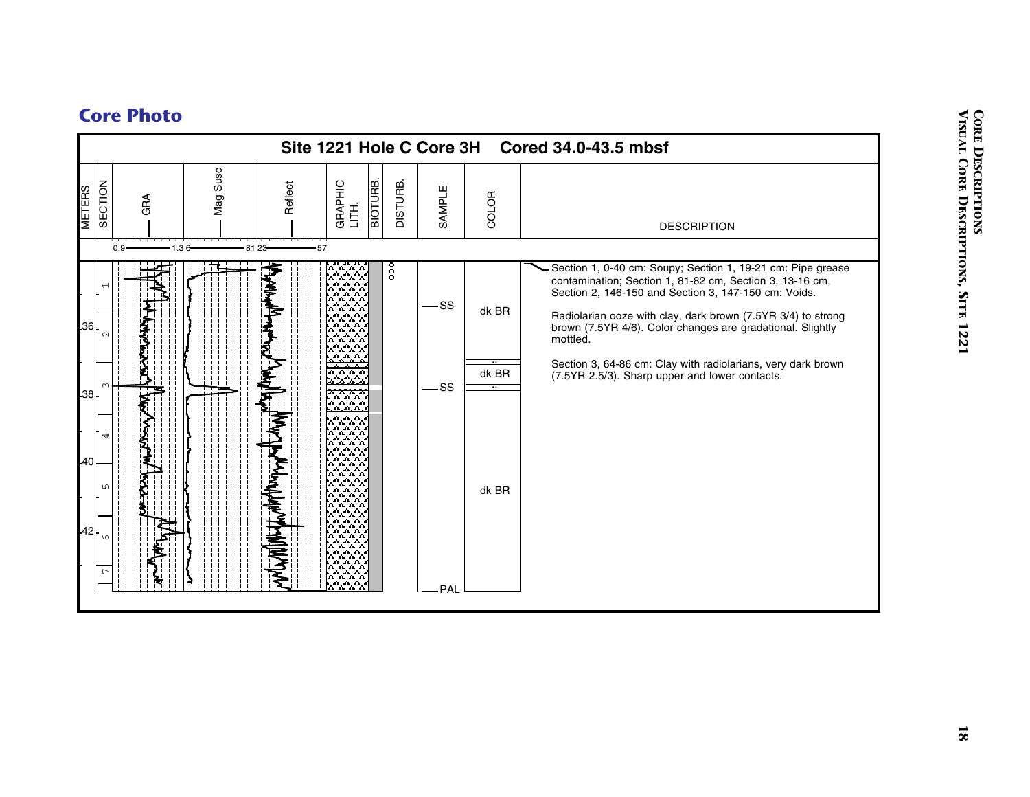# Core Photo

## Site 1221 Hole C Core 3H Cored 34.0-43.5 mbsf

| METERS | SECTION | GRA | Mag Susc | Reflect | GRAPHIC LITH. | BIOTURB. | DISTURB. | SAMPLE | COLOR | DESCRIPTION |
|---|---|---|---|---|---|---|---|---|---|---|
| | | 0.9 — 1.3 | 6 — 81 | 23 — 57 | | | | | | |

Section 1, 0-40 cm: Soupy; Section 1, 19-21 cm: Pipe grease contamination; Section 1, 81-82 cm, Section 3, 13-16 cm, Section 2, 146-150 and Section 3, 147-150 cm: Voids.

Radiolarian ooze with clay, dark brown (7.5YR 3/4) to strong brown (7.5YR 4/6). Color changes are gradational. Slightly mottled.

Section 3, 64-86 cm: Clay with radiolarians, very dark brown (7.5YR 2.5/3). Sharp upper and lower contacts.

Meters: 36, 38, 40, 42

Sections: 1, 2, 3, 4, 5, 6, 7

Samples: SS, SS, PAL

Color: dk BR, dk BR, dk BR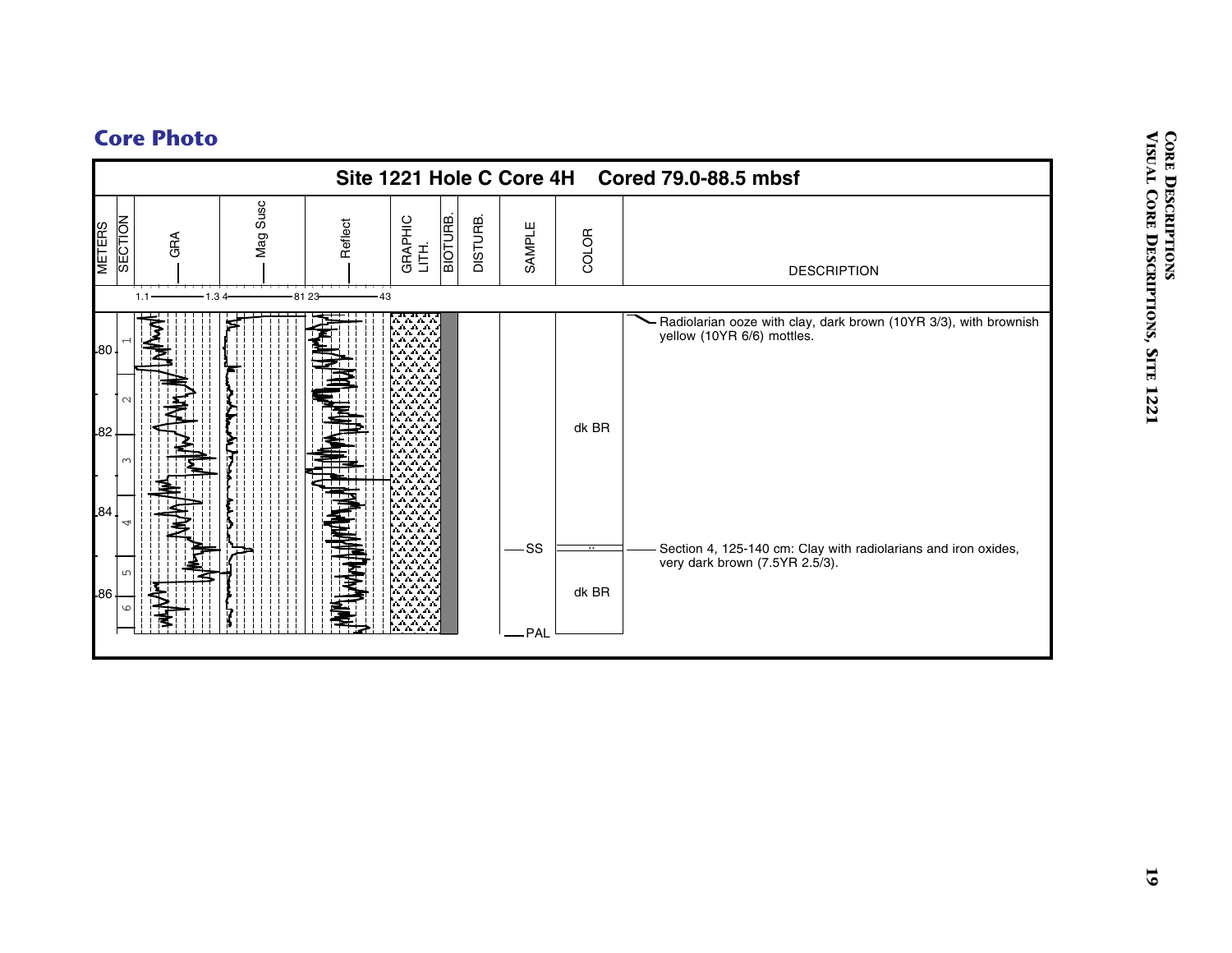## Core Photo

**Site 1221 Hole C Core 4H    Cored 79.0-88.5 mbsf**

| METERS | SECTION | GRA | Mag Susc | Reflect | GRAPHIC LITH. | BIOTURB. | DISTURB. | SAMPLE | COLOR | DESCRIPTION |
|---|---|---|---|---|---|---|---|---|---|---|
| | | 1.1 — 1.3 | 4 — 81 | 23 — 43 | | | | | | |
| 80 | 1 | | | | | | | | | Radiolarian ooze with clay, dark brown (10YR 3/3), with brownish yellow (10YR 6/6) mottles. |
| | 2 | | | | | | | | | |
| 82 | 3 | | | | | | | | dk BR | |
| 84 | 4 | | | | | | | SS | | Section 4, 125-140 cm: Clay with radiolarians and iron oxides, very dark brown (7.5YR 2.5/3). |
| | 5 | | | | | | | | | |
| 86 | 6 | | | | | | | PAL | dk BR | |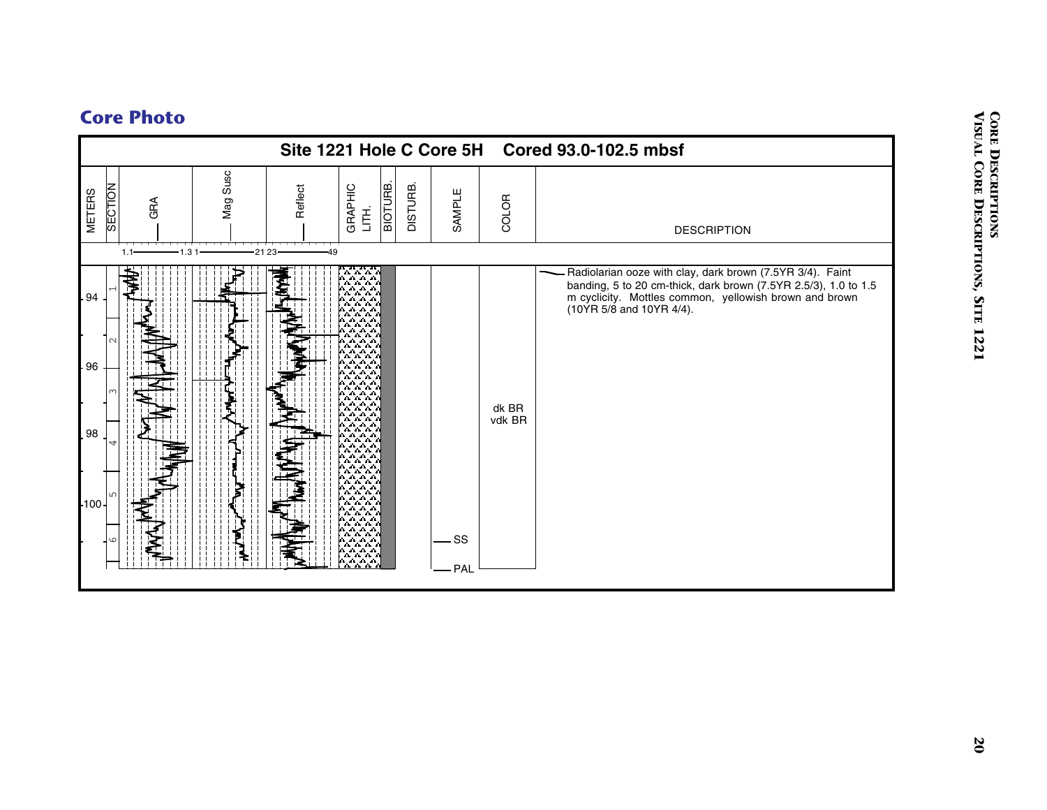## Core Photo

**Site 1221 Hole C Core 5H Cored 93.0-102.5 mbsf**

| METERS | SECTION | GRA | Mag Susc | Reflect | GRAPHIC LITH. | BIOTURB. | DISTURB. | SAMPLE | COLOR | DESCRIPTION |
|---|---|---|---|---|---|---|---|---|---|---|
| | | 1.1—1.3 | 1—21 | 23—49 | | | | | | |
| 94, 96, 98, 100 | 1, 2, 3, 4, 5, 6 | | | | | | | SS, PAL | dk BR, vdk BR | Radiolarian ooze with clay, dark brown (7.5YR 3/4). Faint banding, 5 to 20 cm-thick, dark brown (7.5YR 2.5/3), 1.0 to 1.5 m cyclicity. Mottles common, yellowish brown and brown (10YR 5/8 and 10YR 4/4). |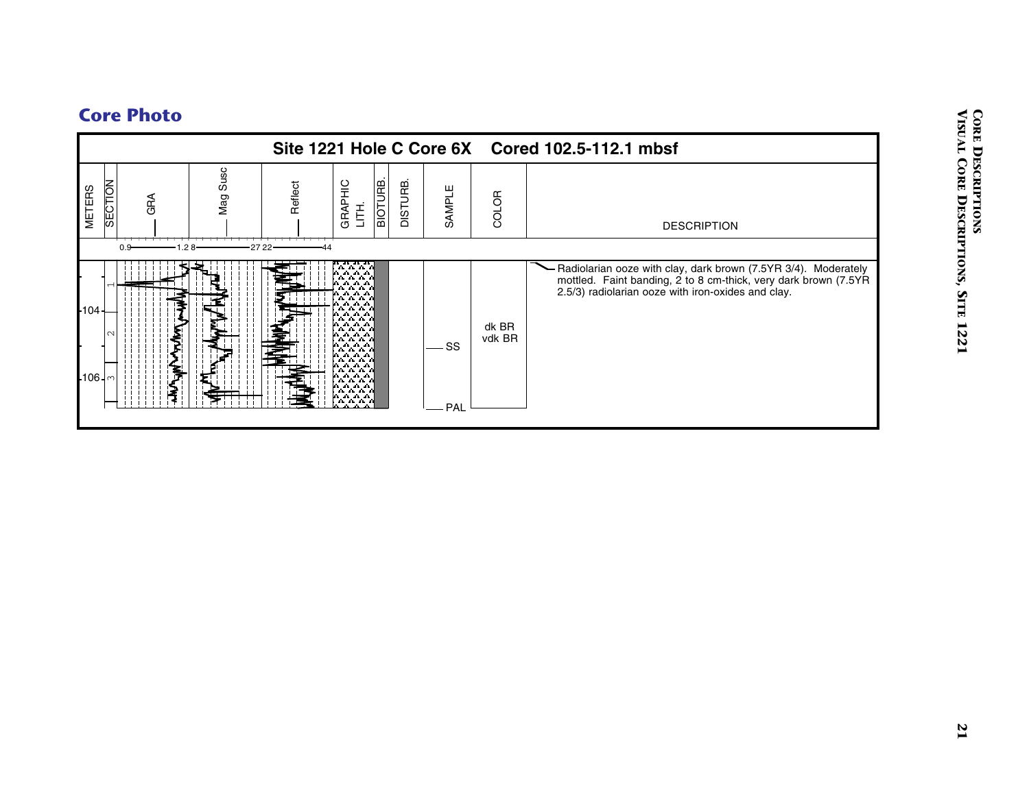# Core Photo

**Site 1221 Hole C Core 6X Cored 102.5-112.1 mbsf**

| METERS | SECTION | GRA | Mag Susc | Reflect | GRAPHIC LITH. | BIOTURB. | DISTURB. | SAMPLE | COLOR | DESCRIPTION |
|---|---|---|---|---|---|---|---|---|---|---|
| | | 0.9–1.2 | 8–27 | 22–44 | | | | | | |
| 104 | 1 | | | | | | | | | Radiolarian ooze with clay, dark brown (7.5YR 3/4). Moderately mottled. Faint banding, 2 to 8 cm-thick, very dark brown (7.5YR 2.5/3) radiolarian ooze with iron-oxides and clay. |
| | 2 | | | | | | | SS | dk BR vdk BR | |
| 106 | 3 | | | | | | | PAL | | |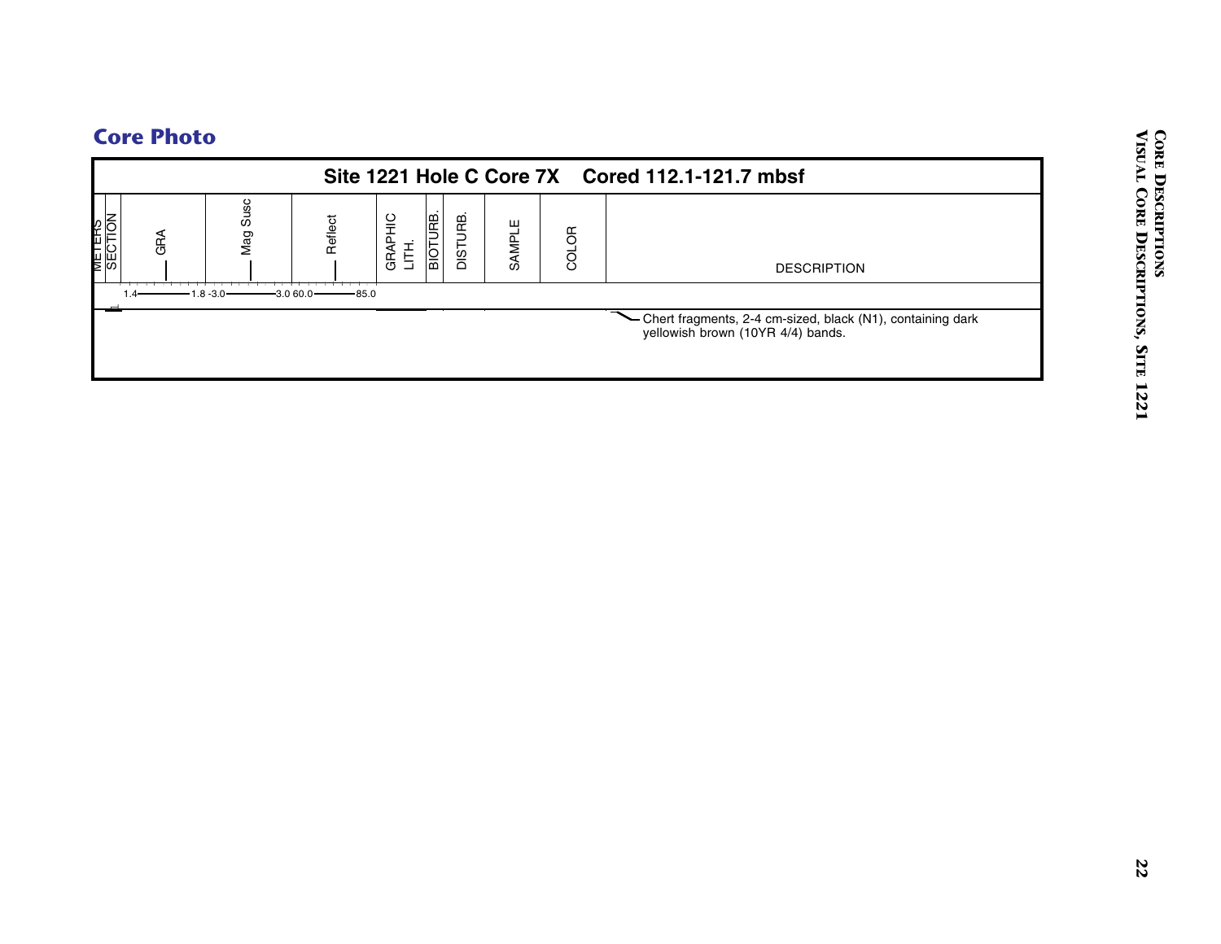## Core Photo

### Site 1221 Hole C Core 7X Cored 112.1-121.7 mbsf

| METERS | SECTION | GRA | Mag Susc | Reflect | GRAPHIC LITH. | BIOTURB. | DISTURB. | SAMPLE | COLOR | DESCRIPTION |
|---|---|---|---|---|---|---|---|---|---|---|
| | | 1.4 — 1.8 | -3.0 — 3.0 | 60.0 — 85.0 | | | | | | |
| | 1 | | | | | | | | | Chert fragments, 2-4 cm-sized, black (N1), containing dark yellowish brown (10YR 4/4) bands. |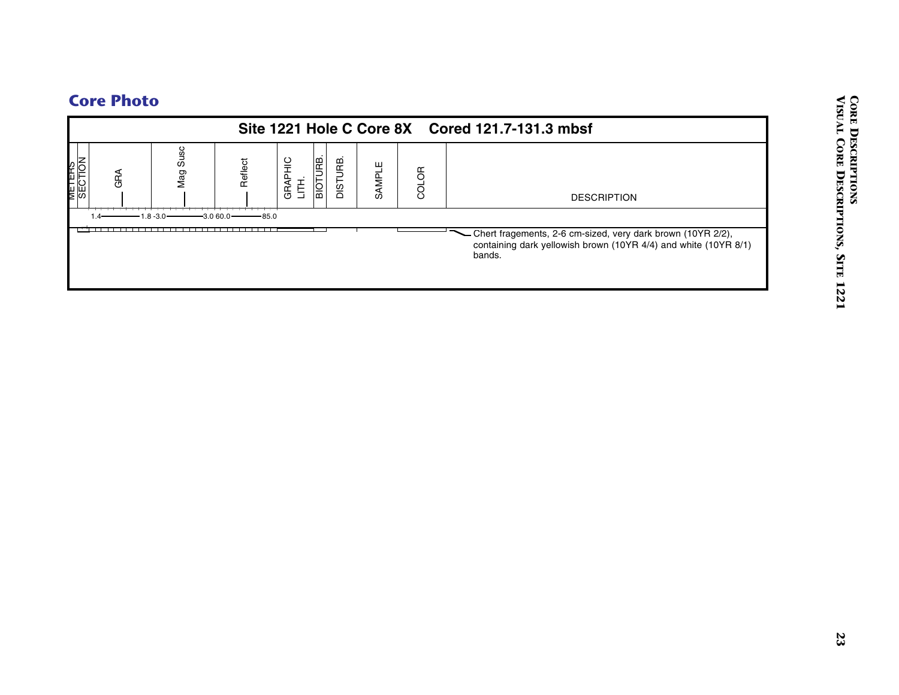## Core Photo

**Site 1221 Hole C Core 8X Cored 121.7-131.3 mbsf**

| METERS | SECTION | GRA | Mag Susc | Reflect | GRAPHIC LITH. | BIOTURB. | DISTURB. | SAMPLE | COLOR | DESCRIPTION |
|---|---|---|---|---|---|---|---|---|---|---|
| | | 1.4 — 1.8 | -3.0 — 3.0 | 60.0 — 85.0 | | | | | | |
| | | | | | | | | | | Chert fragements, 2-6 cm-sized, very dark brown (10YR 2/2), containing dark yellowish brown (10YR 4/4) and white (10YR 8/1) bands. |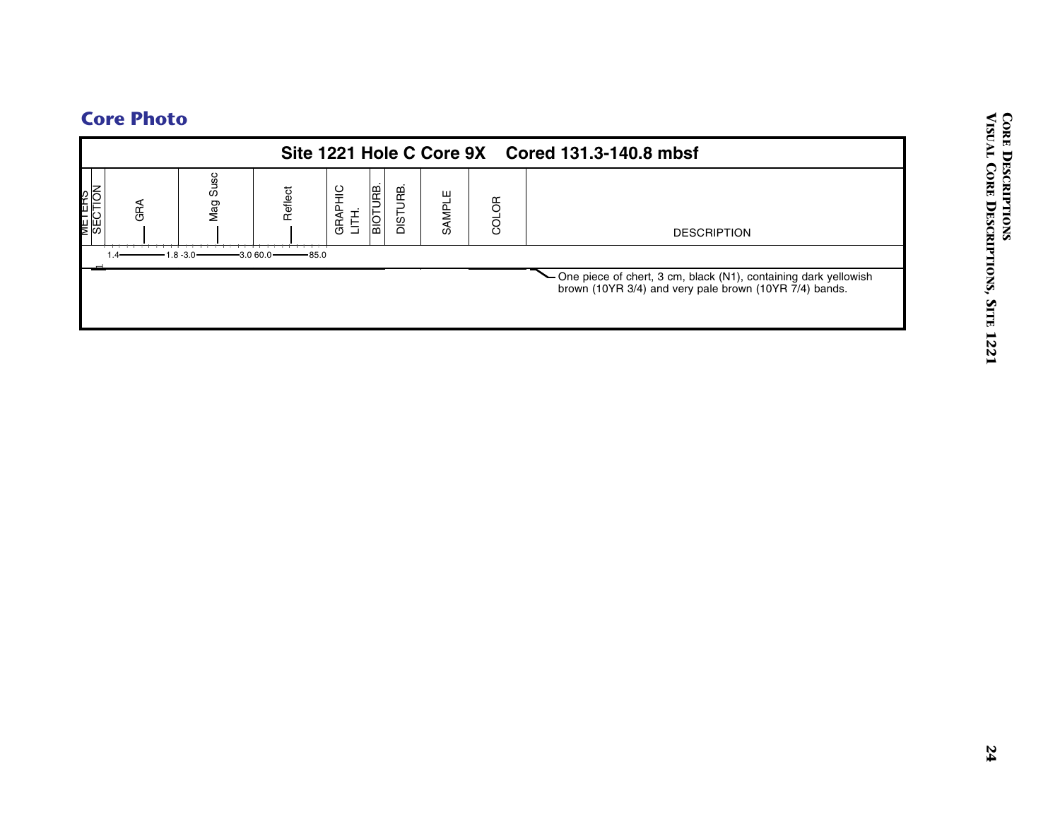## Core Photo

**Site 1221 Hole C Core 9X Cored 131.3-140.8 mbsf**

| METERS | SECTION | GRA | Mag Susc | Reflect | GRAPHIC LITH. | BIOTURB. | DISTURB. | SAMPLE | COLOR | DESCRIPTION |
|---|---|---|---|---|---|---|---|---|---|---|
| | | 1.4—1.8 | -3.0—3.0 | 60.0—85.0 | | | | | | |
| | 1 | | | | | | | | | One piece of chert, 3 cm, black (N1), containing dark yellowish brown (10YR 3/4) and very pale brown (10YR 7/4) bands. |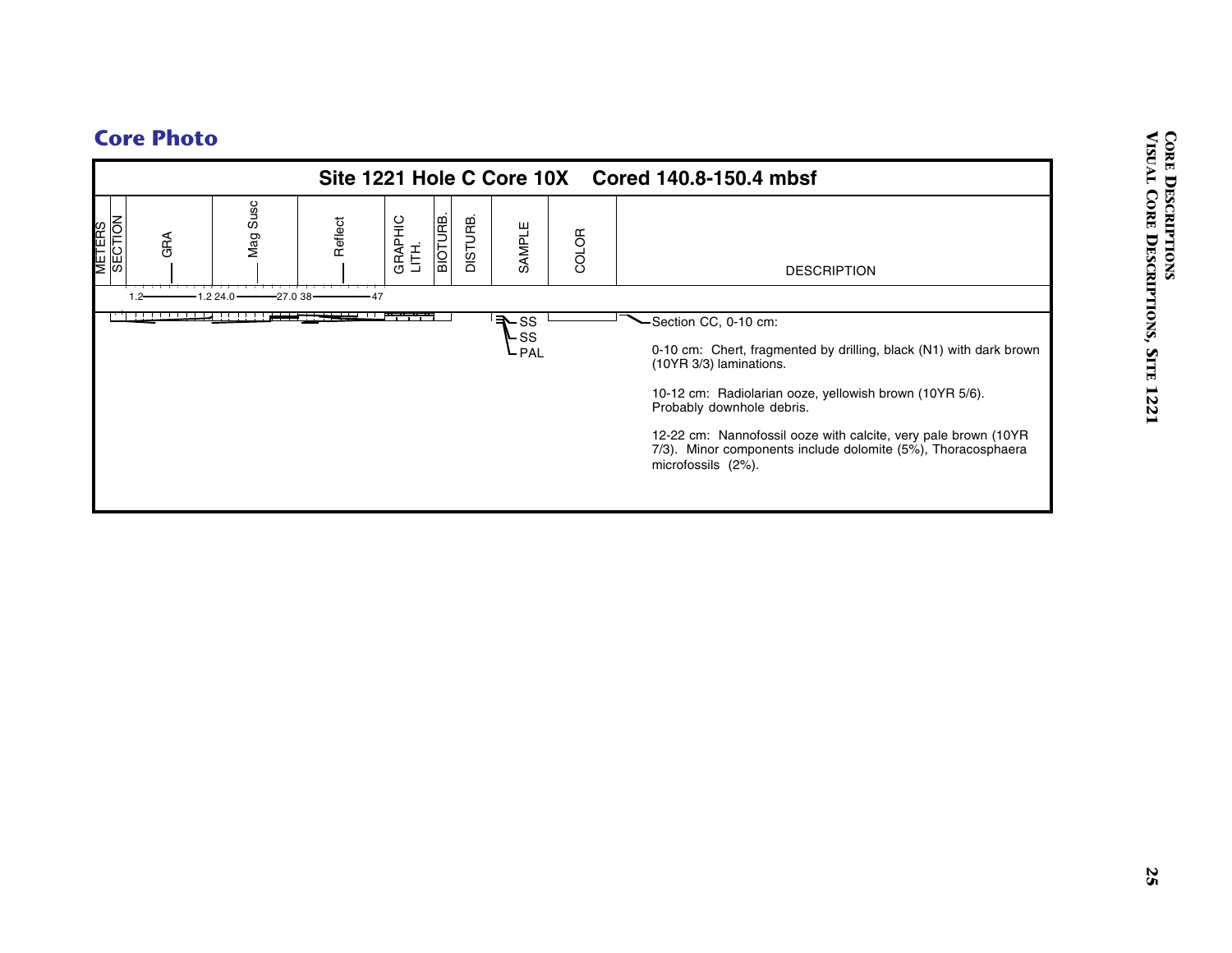## Core Photo

**Site 1221 Hole C Core 10X Cored 140.8-150.4 mbsf**

| METERS | SECTION | GRA | Mag Susc | Reflect | GRAPHIC LITH. | BIOTURB. | DISTURB. | SAMPLE | COLOR | DESCRIPTION |
|---|---|---|---|---|---|---|---|---|---|---|
| | | 1.2 — 1.2 | 24.0 — 27.0 | 38 — 47 | | | | | | |
| | | | | | | | | SS<br>SS<br>PAL | | Section CC, 0-10 cm:<br><br>0-10 cm: Chert, fragmented by drilling, black (N1) with dark brown (10YR 3/3) laminations.<br><br>10-12 cm: Radiolarian ooze, yellowish brown (10YR 5/6). Probably downhole debris.<br><br>12-22 cm: Nannofossil ooze with calcite, very pale brown (10YR 7/3). Minor components include dolomite (5%), Thoracosphaera microfossils (2%). |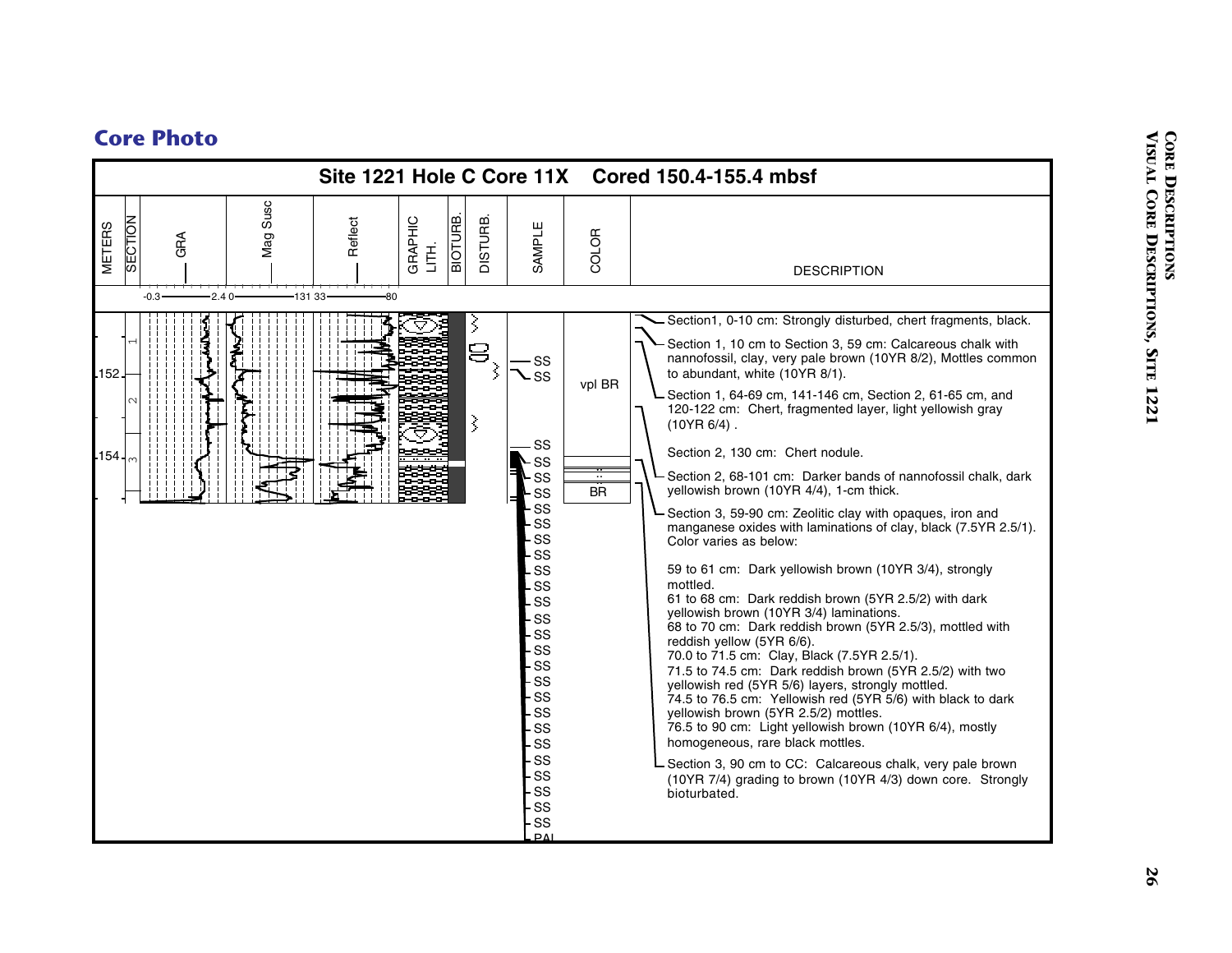## Core Photo

**Site 1221 Hole C Core 11X Cored 150.4-155.4 mbsf**

| METERS | SECTION | GRA | Mag Susc | Reflect | GRAPHIC LITH. | BIOTURB. | DISTURB. | SAMPLE | COLOR | DESCRIPTION |
|---|---|---|---|---|---|---|---|---|---|---|
| | | -0.3 — 2.4 | 0 — 131 | 33 — 80 | | | | | | |

COLOR: vpl BR; BR

SAMPLE: SS, SS, SS, SS, SS, SS, SS, SS, SS, SS, SS, SS, SS, SS, SS, SS, SS, SS, SS, SS, SS, SS, SS, SS, SS, SS, SS, SS, SS, SS, PAL

DESCRIPTION:

Section1, 0-10 cm: Strongly disturbed, chert fragments, black.

Section 1, 10 cm to Section 3, 59 cm: Calcareous chalk with nannofossil, clay, very pale brown (10YR 8/2), Mottles common to abundant, white (10YR 8/1).

Section 1, 64-69 cm, 141-146 cm, Section 2, 61-65 cm, and 120-122 cm: Chert, fragmented layer, light yellowish gray (10YR 6/4) .

Section 2, 130 cm: Chert nodule.

Section 2, 68-101 cm: Darker bands of nannofossil chalk, dark yellowish brown (10YR 4/4), 1-cm thick.

Section 3, 59-90 cm: Zeolitic clay with opaques, iron and manganese oxides with laminations of clay, black (7.5YR 2.5/1). Color varies as below:

59 to 61 cm: Dark yellowish brown (10YR 3/4), strongly mottled.
61 to 68 cm: Dark reddish brown (5YR 2.5/2) with dark yellowish brown (10YR 3/4) laminations.
68 to 70 cm: Dark reddish brown (5YR 2.5/3), mottled with reddish yellow (5YR 6/6).
70.0 to 71.5 cm: Clay, Black (7.5YR 2.5/1).
71.5 to 74.5 cm: Dark reddish brown (5YR 2.5/2) with two yellowish red (5YR 5/6) layers, strongly mottled.
74.5 to 76.5 cm: Yellowish red (5YR 5/6) with black to dark yellowish brown (5YR 2.5/2) mottles.
76.5 to 90 cm: Light yellowish brown (10YR 6/4), mostly homogeneous, rare black mottles.

Section 3, 90 cm to CC: Calcareous chalk, very pale brown (10YR 7/4) grading to brown (10YR 4/3) down core. Strongly bioturbated.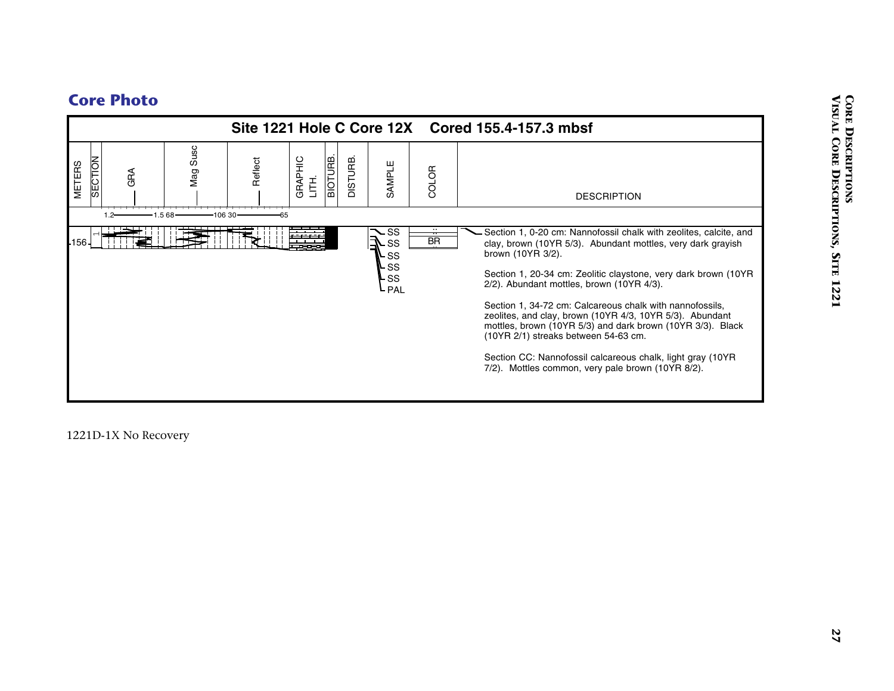## Core Photo

**Site 1221 Hole C Core 12X    Cored 155.4-157.3 mbsf**

| METERS | SECTION | GRA | Mag Susc | Reflect | GRAPHIC LITH. | BIOTURB. | DISTURB. | SAMPLE | COLOR | DESCRIPTION |
|---|---|---|---|---|---|---|---|---|---|---|
| | | 1.2—1.5 | 68—106 | 30—65 | | | | | | |
| 156 | 1 | | | | | | | SS, SS, SS, SS, SS, PAL | BR | Section 1, 0-20 cm: Nannofossil chalk with zeolites, calcite, and clay, brown (10YR 5/3). Abundant mottles, very dark grayish brown (10YR 3/2).<br><br>Section 1, 20-34 cm: Zeolitic claystone, very dark brown (10YR 2/2). Abundant mottles, brown (10YR 4/3).<br><br>Section 1, 34-72 cm: Calcareous chalk with nannofossils, zeolites, and clay, brown (10YR 4/3, 10YR 5/3). Abundant mottles, brown (10YR 5/3) and dark brown (10YR 3/3). Black (10YR 2/1) streaks between 54-63 cm.<br><br>Section CC: Nannofossil calcareous chalk, light gray (10YR 7/2). Mottles common, very pale brown (10YR 8/2). |

1221D-1X No Recovery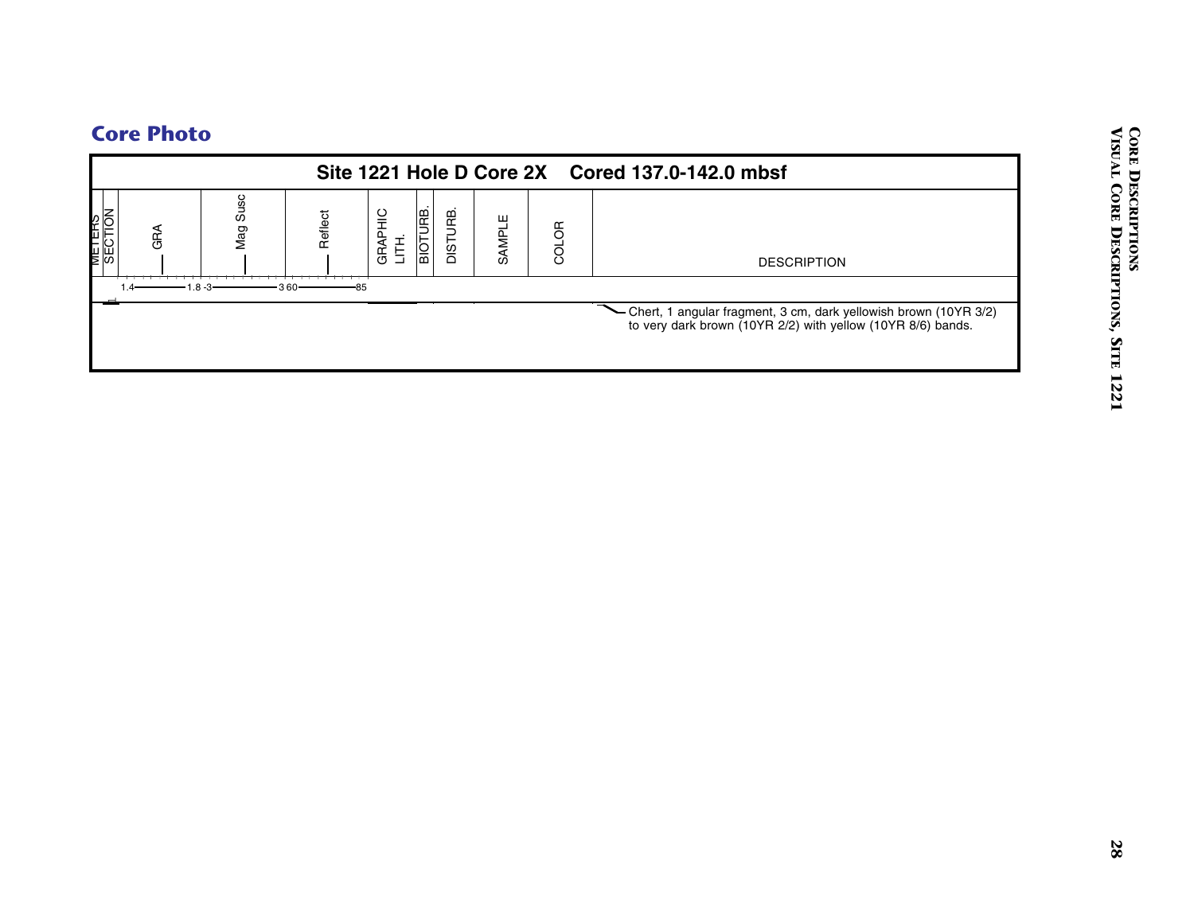## Core Photo

**Site 1221 Hole D Core 2X Cored 137.0-142.0 mbsf**

| METERS | SECTION | GRA | Mag Susc | Reflect | GRAPHIC LITH. | BIOTURB. | DISTURB. | SAMPLE | COLOR | DESCRIPTION |
|---|---|---|---|---|---|---|---|---|---|---|
| | | 1.4—1.8 | -3—3 | 60—85 | | | | | | |
| | 1 | | | | | | | | | Chert, 1 angular fragment, 3 cm, dark yellowish brown (10YR 3/2) to very dark brown (10YR 2/2) with yellow (10YR 8/6) bands. |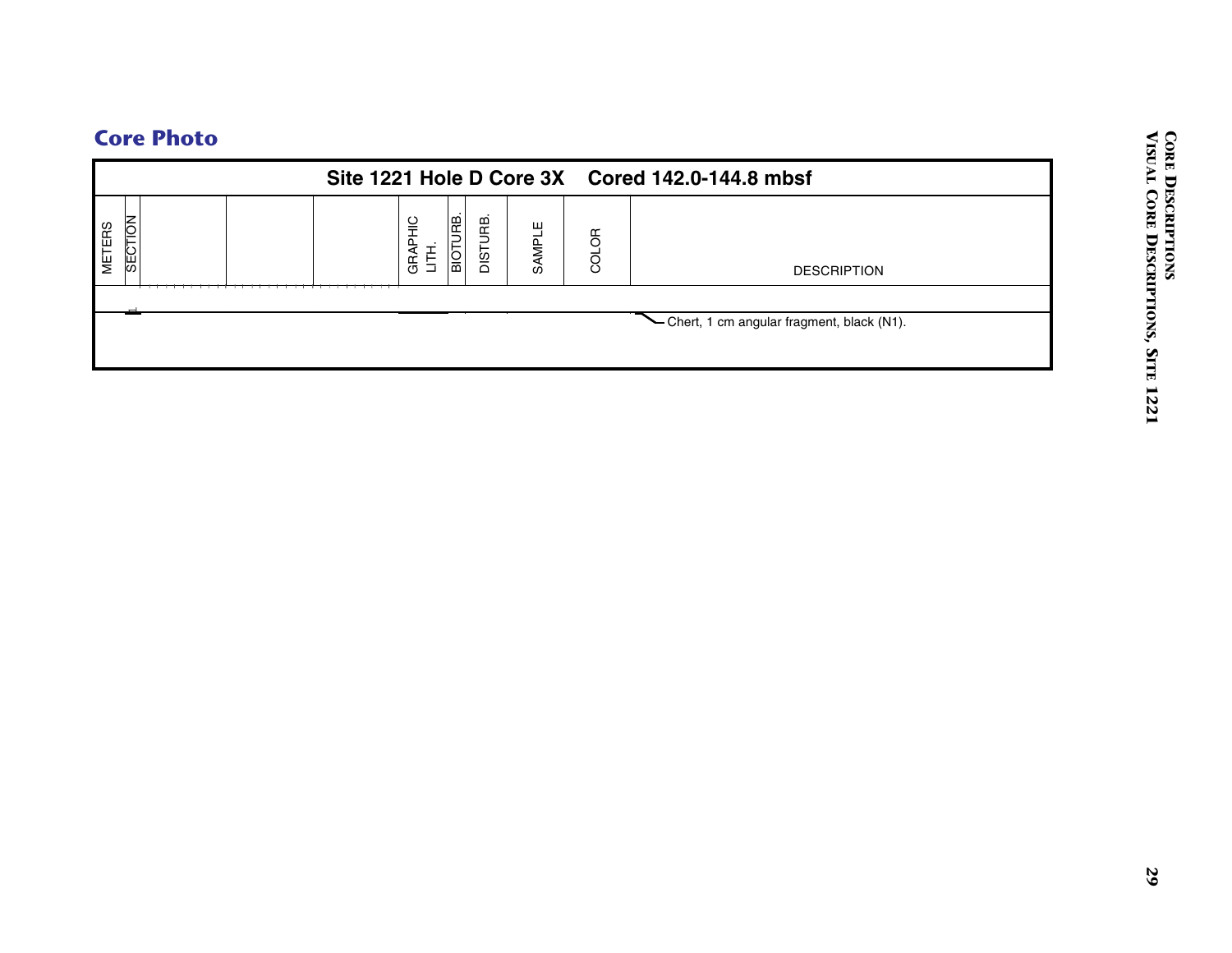## Core Photo

| Site 1221 Hole D Core 3X Cored 142.0-144.8 mbsf | | | | | | | | | | |
|---|---|---|---|---|---|---|---|---|---|---|
| METERS | SECTION | | | | GRAPHIC LITH. | BIOTURB. | DISTURB. | SAMPLE | COLOR | DESCRIPTION |
| | 1 | | | | | | | | | Chert, 1 cm angular fragment, black (N1). |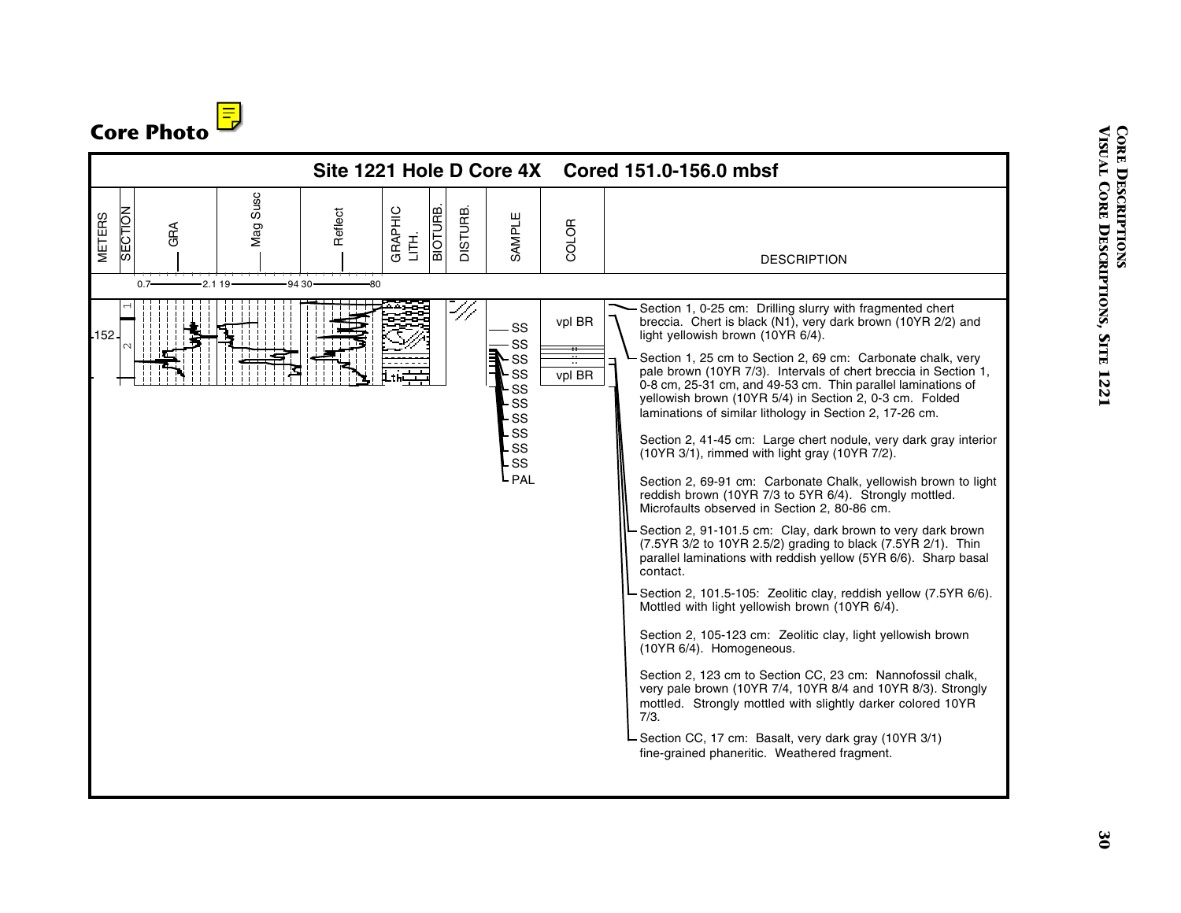# Core Photo

## Site 1221 Hole D Core 4X Cored 151.0-156.0 mbsf

| METERS | SECTION | GRA | Mag Susc | Reflect | GRAPHIC LITH. | BIOTURB. | DISTURB. | SAMPLE | COLOR | DESCRIPTION |
|---|---|---|---|---|---|---|---|---|---|---|
| | | 0.7—2.1 | 19—94 | 30—80 | | | | | | |
| 152 | 1, 2 | | | | | | | SS, SS, SS, SS, SS, SS, SS, SS, SS, SS, PAL | vpl BR, vpl BR | |

Section 1, 0-25 cm: Drilling slurry with fragmented chert breccia. Chert is black (N1), very dark brown (10YR 2/2) and light yellowish brown (10YR 6/4).

Section 1, 25 cm to Section 2, 69 cm: Carbonate chalk, very pale brown (10YR 7/3). Intervals of chert breccia in Section 1, 0-8 cm, 25-31 cm, and 49-53 cm. Thin parallel laminations of yellowish brown (10YR 5/4) in Section 2, 0-3 cm. Folded laminations of similar lithology in Section 2, 17-26 cm.

Section 2, 41-45 cm: Large chert nodule, very dark gray interior (10YR 3/1), rimmed with light gray (10YR 7/2).

Section 2, 69-91 cm: Carbonate Chalk, yellowish brown to light reddish brown (10YR 7/3 to 5YR 6/4). Strongly mottled. Microfaults observed in Section 2, 80-86 cm.

Section 2, 91-101.5 cm: Clay, dark brown to very dark brown (7.5YR 3/2 to 10YR 2.5/2) grading to black (7.5YR 2/1). Thin parallel laminations with reddish yellow (5YR 6/6). Sharp basal contact.

Section 2, 101.5-105: Zeolitic clay, reddish yellow (7.5YR 6/6). Mottled with light yellowish brown (10YR 6/4).

Section 2, 105-123 cm: Zeolitic clay, light yellowish brown (10YR 6/4). Homogeneous.

Section 2, 123 cm to Section CC, 23 cm: Nannofossil chalk, very pale brown (10YR 7/4, 10YR 8/4 and 10YR 8/3). Strongly mottled. Strongly mottled with slightly darker colored 10YR 7/3.

Section CC, 17 cm: Basalt, very dark gray (10YR 3/1) fine-grained phaneritic. Weathered fragment.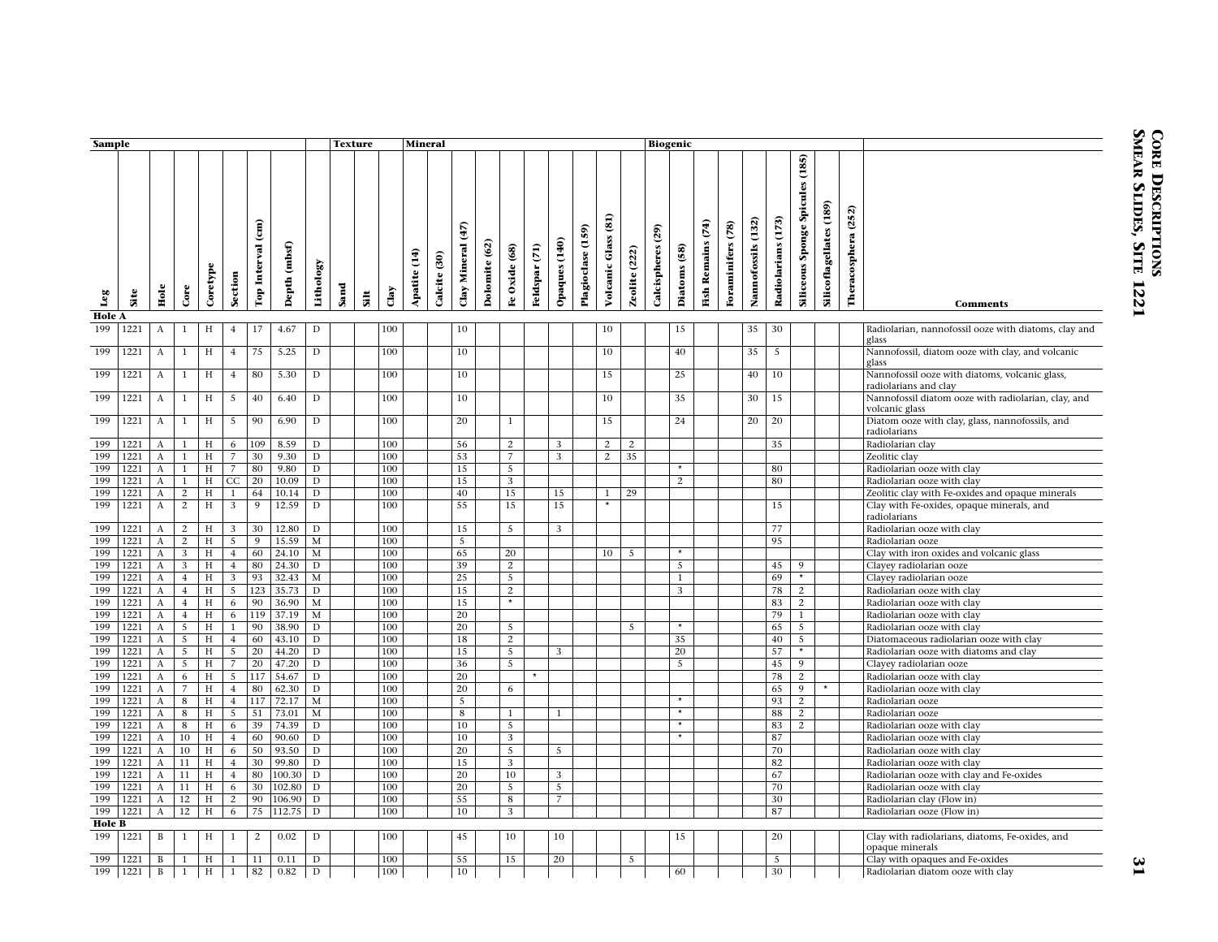| Sample | | | | | | | | | Texture | | | Mineral | | | | | | | | | | Biogenic | | | | | | | | | |
|---|---|---|---|---|---|---|---|---|---|---|---|---|---|---|---|---|---|---|---|---|---|---|---|---|---|---|---|---|---|---|---|
| Leg | Site | Hole | Core | Coretype | Section | Top Interval (cm) | Depth (mbsf) | Lithology | Sand | Silt | Clay | Apatite (14) | Calcite (30) | Clay Mineral (47) | Dolomite (62) | Fe Oxide (68) | Feldspar (71) | Opaques (140) | Plagioclase (159) | Volcanic Glass (81) | Zeolite (222) | Calcispheres (29) | Diatoms (58) | Fish Remains (74) | Foraminifers (78) | Nannofossils (132) | Radiolarians (173) | Siliceous Sponge Spicules (185) | Silicoflagellates (189) | Theracosphera (252) | Comments |
| **Hole A** | | | | | | | | | | | | | | | | | | | | | | | | | | | | | | | |
| 199 | 1221 | A | 1 | H | 4 | 17 | 4.67 | D | | | 100 | | | 10 | | | | | | 10 | | | 15 | | | 35 | 30 | | | | Radiolarian, nannofossil ooze with diatoms, clay and glass |
| 199 | 1221 | A | 1 | H | 4 | 75 | 5.25 | D | | | 100 | | | 10 | | | | | | 10 | | | 40 | | | 35 | 5 | | | | Nannofossil, diatom ooze with clay, and volcanic glass |
| 199 | 1221 | A | 1 | H | 4 | 80 | 5.30 | D | | | 100 | | | 10 | | | | | | 15 | | | 25 | | | 40 | 10 | | | | Nannofossil ooze with diatoms, volcanic glass, radiolarians and clay |
| 199 | 1221 | A | 1 | H | 5 | 40 | 6.40 | D | | | 100 | | | 10 | | | | | | 10 | | | 35 | | | 30 | 15 | | | | Nannofossil diatom ooze with radiolarian, clay, and volcanic glass |
| 199 | 1221 | A | 1 | H | 5 | 90 | 6.90 | D | | | 100 | | | 20 | | 1 | | | | 15 | | | 24 | | | 20 | 20 | | | | Diatom ooze with clay, glass, nannofossils, and radiolarians |
| 199 | 1221 | A | 1 | H | 6 | 109 | 8.59 | D | | | 100 | | | 56 | | 2 | | 3 | | 2 | 2 | | | | | | 35 | | | | Radiolarian clay |
| 199 | 1221 | A | 1 | H | 7 | 30 | 9.30 | D | | | 100 | | | 53 | | 7 | | 3 | | 2 | 35 | | | | | | | | | | Zeolitic clay |
| 199 | 1221 | A | 1 | H | 7 | 80 | 9.80 | D | | | 100 | | | 15 | | 5 | | | | | | | * | | | | 80 | | | | Radiolarian ooze with clay |
| 199 | 1221 | A | 1 | H | CC | 20 | 10.09 | D | | | 100 | | | 15 | | 3 | | | | | | | 2 | | | | 80 | | | | Radiolarian ooze with clay |
| 199 | 1221 | A | 2 | H | 1 | 64 | 10.14 | D | | | 100 | | | 40 | | 15 | | 15 | | 1 | 29 | | | | | | | | | | Zeolitic clay with Fe-oxides and opaque minerals |
| 199 | 1221 | A | 2 | H | 3 | 9 | 12.59 | D | | | 100 | | | 55 | | 15 | | 15 | | * | | | | | | | 15 | | | | Clay with Fe-oxides, opaque minerals, and radiolarians |
| 199 | 1221 | A | 2 | H | 3 | 30 | 12.80 | D | | | 100 | | | 15 | | 5 | | 3 | | | | | | | | | 77 | | | | Radiolarian ooze with clay |
| 199 | 1221 | A | 2 | H | 5 | 9 | 15.59 | M | | | 100 | | | 5 | | | | | | | | | | | | | 95 | | | | Radiolarian ooze |
| 199 | 1221 | A | 3 | H | 4 | 60 | 24.10 | M | | | 100 | | | 65 | | 20 | | | | 10 | 5 | | * | | | | | | | | Clay with iron oxides and volcanic glass |
| 199 | 1221 | A | 3 | H | 4 | 80 | 24.30 | D | | | 100 | | | 39 | | 2 | | | | | | | 5 | | | | 45 | 9 | | | Clayey radiolarian ooze |
| 199 | 1221 | A | 4 | H | 3 | 93 | 32.43 | M | | | 100 | | | 25 | | 5 | | | | | | | 1 | | | | 69 | * | | | Clayey radiolarian ooze |
| 199 | 1221 | A | 4 | H | 5 | 123 | 35.73 | D | | | 100 | | | 15 | | 2 | | | | | | | 3 | | | | 78 | 2 | | | Radiolarian ooze with clay |
| 199 | 1221 | A | 4 | H | 6 | 90 | 36.90 | M | | | 100 | | | 15 | | * | | | | | | | | | | | 83 | 2 | | | Radiolarian ooze with clay |
| 199 | 1221 | A | 4 | H | 6 | 119 | 37.19 | M | | | 100 | | | 20 | | | | | | | | | | | | | 79 | 1 | | | Radiolarian ooze with clay |
| 199 | 1221 | A | 5 | H | 1 | 90 | 38.90 | D | | | 100 | | | 20 | | 5 | | | | | 5 | | * | | | | 65 | 5 | | | Radiolarian ooze with clay |
| 199 | 1221 | A | 5 | H | 4 | 60 | 43.10 | D | | | 100 | | | 18 | | 2 | | | | | | | 35 | | | | 40 | 5 | | | Diatomaceous radiolarian ooze with clay |
| 199 | 1221 | A | 5 | H | 5 | 20 | 44.20 | D | | | 100 | | | 15 | | 5 | | 3 | | | | | 20 | | | | 57 | * | | | Radiolarian ooze with diatoms and clay |
| 199 | 1221 | A | 5 | H | 7 | 20 | 47.20 | D | | | 100 | | | 36 | | 5 | | | | | | | 5 | | | | 45 | 9 | | | Clayey radiolarian ooze |
| 199 | 1221 | A | 6 | H | 5 | 117 | 54.67 | D | | | 100 | | | 20 | | | * | | | | | | | | | | 78 | 2 | | | Radiolarian ooze with clay |
| 199 | 1221 | A | 7 | H | 4 | 80 | 62.30 | D | | | 100 | | | 20 | | 6 | | | | | | | | | | | 65 | 9 | * | | Radiolarian ooze with clay |
| 199 | 1221 | A | 8 | H | 4 | 117 | 72.17 | M | | | 100 | | | 5 | | | | | | | | | * | | | | 93 | 2 | | | Radiolarian ooze |
| 199 | 1221 | A | 8 | H | 5 | 51 | 73.01 | M | | | 100 | | | 8 | | 1 | | 1 | | | | | * | | | | 88 | 2 | | | Radiolarian ooze |
| 199 | 1221 | A | 8 | H | 6 | 39 | 74.39 | D | | | 100 | | | 10 | | 5 | | | | | | | * | | | | 83 | 2 | | | Radiolarian ooze with clay |
| 199 | 1221 | A | 10 | H | 4 | 60 | 90.60 | D | | | 100 | | | 10 | | 3 | | | | | | | * | | | | 87 | | | | Radiolarian ooze with clay |
| 199 | 1221 | A | 10 | H | 6 | 50 | 93.50 | D | | | 100 | | | 20 | | 5 | | 5 | | | | | | | | | 70 | | | | Radiolarian ooze with clay |
| 199 | 1221 | A | 11 | H | 4 | 30 | 99.80 | D | | | 100 | | | 15 | | 3 | | | | | | | | | | | 82 | | | | Radiolarian ooze with clay |
| 199 | 1221 | A | 11 | H | 4 | 80 | 100.30 | D | | | 100 | | | 20 | | 10 | | 3 | | | | | | | | | 67 | | | | Radiolarian ooze with clay and Fe-oxides |
| 199 | 1221 | A | 11 | H | 6 | 30 | 102.80 | D | | | 100 | | | 20 | | 5 | | 5 | | | | | | | | | 70 | | | | Radiolarian ooze with clay |
| 199 | 1221 | A | 12 | H | 2 | 90 | 106.90 | D | | | 100 | | | 55 | | 8 | | 7 | | | | | | | | | 30 | | | | Radiolarian clay (Flow in) |
| 199 | 1221 | A | 12 | H | 6 | 75 | 112.75 | D | | | 100 | | | 10 | | 3 | | | | | | | | | | | 87 | | | | Radiolarian ooze (Flow in) |
| **Hole B** | | | | | | | | | | | | | | | | | | | | | | | | | | | | | | | |
| 199 | 1221 | B | 1 | H | 1 | 2 | 0.02 | D | | | 100 | | | 45 | | 10 | | 10 | | | | | 15 | | | | 20 | | | | Clay with radiolarians, diatoms, Fe-oxides, and opaque minerals |
| 199 | 1221 | B | 1 | H | 1 | 11 | 0.11 | D | | | 100 | | | 55 | | 15 | | 20 | | | 5 | | | | | | 5 | | | | Clay with opaques and Fe-oxides |
| 199 | 1221 | B | 1 | H | 1 | 82 | 0.82 | D | | | 100 | | | 10 | | | | | | | | | 60 | | | | 30 | | | | Radiolarian diatom ooze with clay |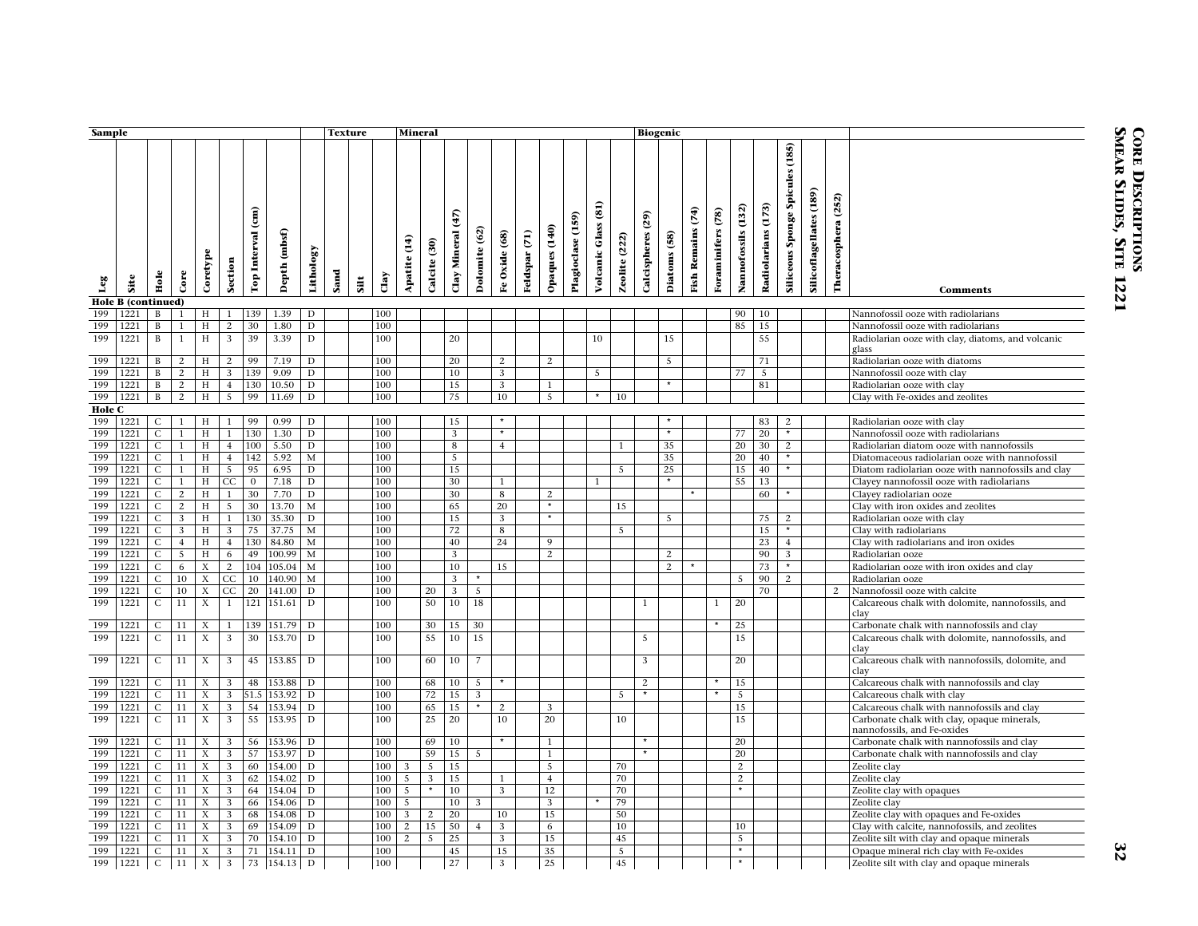| Sample | | | | | | | | | Texture | | | Mineral | | | | | | | | | | Biogenic | | | | | | | | | |
|---|---|---|---|---|---|---|---|---|---|---|---|---|---|---|---|---|---|---|---|---|---|---|---|---|---|---|---|---|---|---|---|
| Leg | Site | Hole | Core | Coretype | Section | Top Interval (cm) | Depth (mbsf) | Lithology | Sand | Silt | Clay | Apatite (14) | Calcite (30) | Clay Mineral (47) | Dolomite (62) | Fe Oxide (68) | Feldspar (71) | Opaques (140) | Plagioclase (159) | Volcanic Glass (81) | Zeolite (222) | Calcispheres (29) | Diatoms (58) | Fish Remains (74) | Foraminifers (78) | Nannofossils (132) | Radiolarians (173) | Siliceous Sponge Spicules (185) | Silicoflagellates (189) | Theracosphera (252) | Comments |
| **Hole B (continued)** | | | | | | | | | | | | | | | | | | | | | | | | | | | | | | | |
| 199 | 1221 | B | 1 | H | 1 | 139 | 1.39 | D | | | 100 | | | | | | | | | | | | | | | 90 | 10 | | | | Nannofossil ooze with radiolarians |
| 199 | 1221 | B | 1 | H | 2 | 30 | 1.80 | D | | | 100 | | | | | | | | | | | | | | | 85 | 15 | | | | Nannofossil ooze with radiolarians |
| 199 | 1221 | B | 1 | H | 3 | 39 | 3.39 | D | | | 100 | | | 20 | | | | | | 10 | | | 15 | | | | 55 | | | | Radiolarian ooze with clay, diatoms, and volcanic glass |
| 199 | 1221 | B | 2 | H | 2 | 99 | 7.19 | D | | | 100 | | | 20 | | 2 | | 2 | | | | | 5 | | | | 71 | | | | Radiolarian ooze with diatoms |
| 199 | 1221 | B | 2 | H | 3 | 139 | 9.09 | D | | | 100 | | | 10 | | 3 | | | | 5 | | | | | | 77 | 5 | | | | Nannofossil ooze with clay |
| 199 | 1221 | B | 2 | H | 4 | 130 | 10.50 | D | | | 100 | | | 15 | | 3 | | 1 | | | | | * | | | | 81 | | | | Radiolarian ooze with clay |
| 199 | 1221 | B | 2 | H | 5 | 99 | 11.69 | D | | | 100 | | | 75 | | 10 | | 5 | | * | 10 | | | | | | | | | | Clay with Fe-oxides and zeolites |
| **Hole C** | | | | | | | | | | | | | | | | | | | | | | | | | | | | | | | |
| 199 | 1221 | C | 1 | H | 1 | 99 | 0.99 | D | | | 100 | | | 15 | | * | | | | | | | * | | | | 83 | 2 | | | Radiolarian ooze with clay |
| 199 | 1221 | C | 1 | H | 1 | 130 | 1.30 | D | | | 100 | | | 3 | | * | | | | | | | * | | | 77 | 20 | * | | | Nannofossil ooze with radiolarians |
| 199 | 1221 | C | 1 | H | 4 | 100 | 5.50 | D | | | 100 | | | 8 | | 4 | | | | | 1 | | 35 | | | 20 | 30 | 2 | | | Radiolarian diatom ooze with nannofossils |
| 199 | 1221 | C | 1 | H | 4 | 142 | 5.92 | M | | | 100 | | | 5 | | | | | | | | | 35 | | | 20 | 40 | * | | | Diatomaceous radiolarian ooze with nannofossil |
| 199 | 1221 | C | 1 | H | 5 | 95 | 6.95 | D | | | 100 | | | 15 | | | | | | | 5 | | 25 | | | 15 | 40 | * | | | Diatom radiolarian ooze with nannofossils and clay |
| 199 | 1221 | C | 1 | H | CC | 0 | 7.18 | D | | | 100 | | | 30 | | 1 | | | | 1 | | | * | | | 55 | 13 | | | | Clayey nannofossil ooze with radiolarians |
| 199 | 1221 | C | 2 | H | 1 | 30 | 7.70 | D | | | 100 | | | 30 | | 8 | | 2 | | | | | | * | | | 60 | * | | | Clayey radiolarian ooze |
| 199 | 1221 | C | 2 | H | 5 | 30 | 13.70 | M | | | 100 | | | 65 | | 20 | | * | | | 15 | | | | | | | | | | Clay with iron oxides and zeolites |
| 199 | 1221 | C | 3 | H | 1 | 130 | 35.30 | D | | | 100 | | | 15 | | 3 | | * | | | | | 5 | | | | 75 | 2 | | | Radiolarian ooze with clay |
| 199 | 1221 | C | 3 | H | 3 | 75 | 37.75 | M | | | 100 | | | 72 | | 8 | | | | | 5 | | | | | | 15 | * | | | Clay with radiolarians |
| 199 | 1221 | C | 4 | H | 4 | 130 | 84.80 | M | | | 100 | | | 40 | | 24 | | 9 | | | | | | | | | 23 | 4 | | | Clay with radiolarians and iron oxides |
| 199 | 1221 | C | 5 | H | 6 | 49 | 100.99 | M | | | 100 | | | 3 | | | | 2 | | | | | 2 | | | | 90 | 3 | | | Radiolarian ooze |
| 199 | 1221 | C | 6 | X | 2 | 104 | 105.04 | M | | | 100 | | | 10 | | 15 | | | | | | | 2 | * | | | 73 | * | | | Radiolarian ooze with iron oxides and clay |
| 199 | 1221 | C | 10 | X | CC | 10 | 140.90 | M | | | 100 | | | 3 | * | | | | | | | | | | | 5 | 90 | 2 | | | Radiolarian ooze |
| 199 | 1221 | C | 10 | X | CC | 20 | 141.00 | D | | | 100 | | 20 | 3 | 5 | | | | | | | | | | | | 70 | | | 2 | Nannofossil ooze with calcite |
| 199 | 1221 | C | 11 | X | 1 | 121 | 151.61 | D | | | 100 | | 50 | 10 | 18 | | | | | | | 1 | | | 1 | 20 | | | | | Calcareous chalk with dolomite, nannofossils, and clay |
| 199 | 1221 | C | 11 | X | 1 | 139 | 151.79 | D | | | 100 | | 30 | 15 | 30 | | | | | | | | | | * | 25 | | | | | Carbonate chalk with nannofossils and clay |
| 199 | 1221 | C | 11 | X | 3 | 30 | 153.70 | D | | | 100 | | 55 | 10 | 15 | | | | | | | 5 | | | | 15 | | | | | Calcareous chalk with dolomite, nannofossils, and clay |
| 199 | 1221 | C | 11 | X | 3 | 45 | 153.85 | D | | | 100 | | 60 | 10 | 7 | | | | | | | 3 | | | | 20 | | | | | Calcareous chalk with nannofossils, dolomite, and clay |
| 199 | 1221 | C | 11 | X | 3 | 48 | 153.88 | D | | | 100 | | 68 | 10 | 5 | * | | | | | | 2 | | | * | 15 | | | | | Calcareous chalk with nannofossils and clay |
| 199 | 1221 | C | 11 | X | 3 | 51.5 | 153.92 | D | | | 100 | | 72 | 15 | 3 | | | | | | 5 | * | | | * | 5 | | | | | Calcareous chalk with clay |
| 199 | 1221 | C | 11 | X | 3 | 54 | 153.94 | D | | | 100 | | 65 | 15 | * | 2 | | 3 | | | | | | | | 15 | | | | | Calcareous chalk with nannofossils and clay |
| 199 | 1221 | C | 11 | X | 3 | 55 | 153.95 | D | | | 100 | | 25 | 20 | | 10 | | 20 | | | 10 | | | | | 15 | | | | | Carbonate chalk with clay, opaque minerals, nannofossils, and Fe-oxides |
| 199 | 1221 | C | 11 | X | 3 | 56 | 153.96 | D | | | 100 | | 69 | 10 | | * | | 1 | | | | * | | | | 20 | | | | | Carbonate chalk with nannofossils and clay |
| 199 | 1221 | C | 11 | X | 3 | 57 | 153.97 | D | | | 100 | | 59 | 15 | 5 | | | 1 | | | | * | | | | 20 | | | | | Carbonate chalk with nannofossils and clay |
| 199 | 1221 | C | 11 | X | 3 | 60 | 154.00 | D | | | 100 | 3 | 5 | 15 | | | | 5 | | | 70 | | | | | 2 | | | | | Zeolite clay |
| 199 | 1221 | C | 11 | X | 3 | 62 | 154.02 | D | | | 100 | 5 | 3 | 15 | | 1 | | 4 | | | 70 | | | | | 2 | | | | | Zeolite clay |
| 199 | 1221 | C | 11 | X | 3 | 64 | 154.04 | D | | | 100 | 5 | * | 10 | | 3 | | 12 | | | 70 | | | | | * | | | | | Zeolite clay with opaques |
| 199 | 1221 | C | 11 | X | 3 | 66 | 154.06 | D | | | 100 | 5 | | 10 | 3 | | | 3 | | * | 79 | | | | | | | | | | Zeolite clay |
| 199 | 1221 | C | 11 | X | 3 | 68 | 154.08 | D | | | 100 | 3 | 2 | 20 | | 10 | | 15 | | | 50 | | | | | | | | | | Zeolite clay with opaques and Fe-oxides |
| 199 | 1221 | C | 11 | X | 3 | 69 | 154.09 | D | | | 100 | 2 | 15 | 50 | 4 | 3 | | 6 | | | 10 | | | | | 10 | | | | | Clay with calcite, nannofossils, and zeolites |
| 199 | 1221 | C | 11 | X | 3 | 70 | 154.10 | D | | | 100 | 2 | 5 | 25 | | 3 | | 15 | | | 45 | | | | | 5 | | | | | Zeolite silt with clay and opaque minerals |
| 199 | 1221 | C | 11 | X | 3 | 71 | 154.11 | D | | | 100 | | | 45 | | 15 | | 35 | | | 5 | | | | | * | | | | | Opaque mineral rich clay with Fe-oxides |
| 199 | 1221 | C | 11 | X | 3 | 73 | 154.13 | D | | | 100 | | | 27 | | 3 | | 25 | | | 45 | | | | | * | | | | | Zeolite silt with clay and opaque minerals |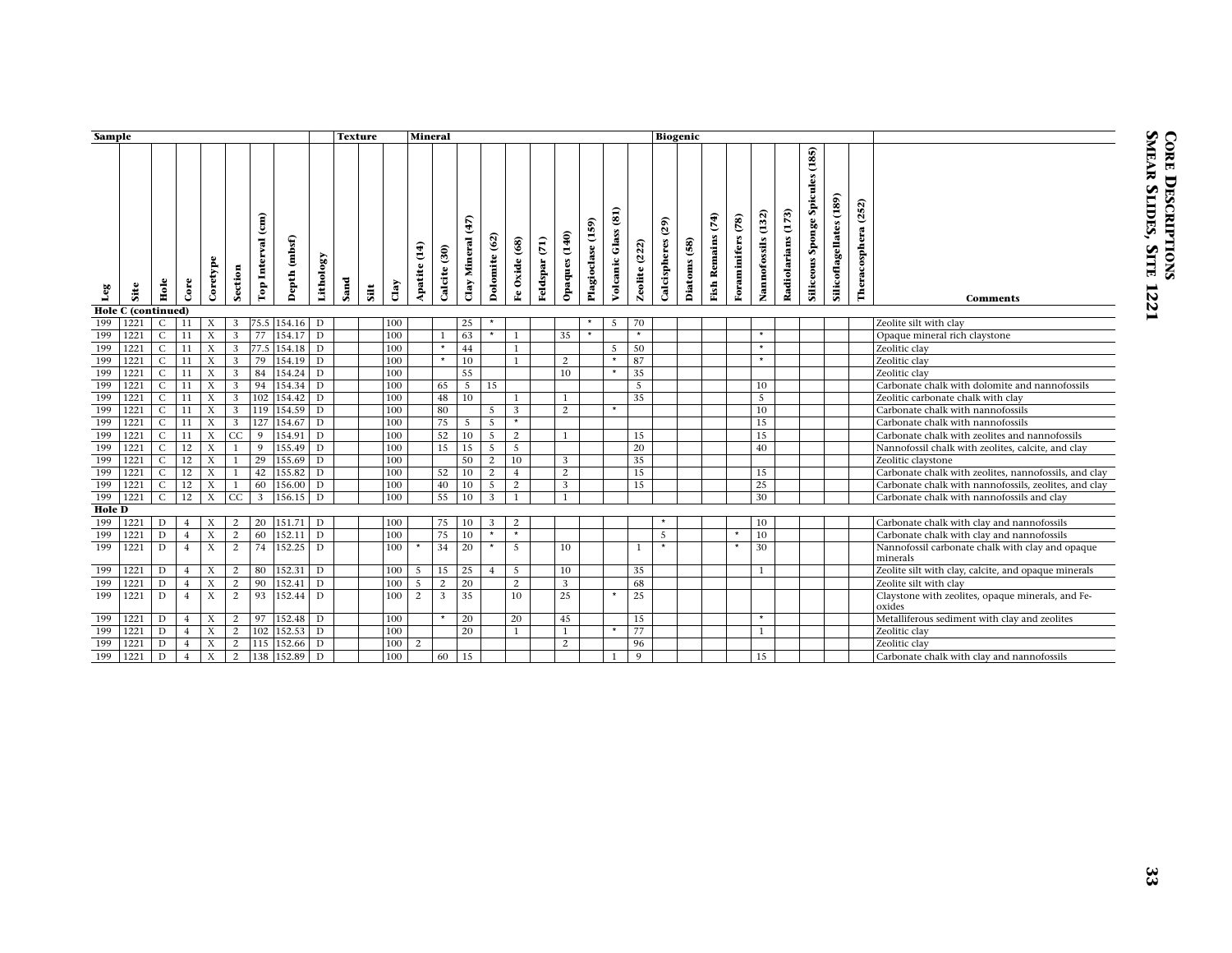| Sample | | | | | | | | | Texture | | | Mineral | | | | | | | | | | Biogenic | | | | | | | | | |
|---|---|---|---|---|---|---|---|---|---|---|---|---|---|---|---|---|---|---|---|---|---|---|---|---|---|---|---|---|---|---|---|
| Leg | Site | Hole | Core | Coretype | Section | Top Interval (cm) | Depth (mbsf) | Lithology | Sand | Silt | Clay | Apatite (14) | Calcite (30) | Clay Mineral (47) | Dolomite (62) | Fe Oxide (68) | Feldspar (71) | Opaques (140) | Plagioclase (159) | Volcanic Glass (81) | Zeolite (222) | Calcispheres (29) | Diatoms (58) | Fish Remains (74) | Foraminifers (78) | Nannofossils (132) | Radiolarians (173) | Siliceous Sponge Spicules (185) | Silicoflagellates (189) | Theracosphera (252) | Comments |
| **Hole C (continued)** | | | | | | | | | | | | | | | | | | | | | | | | | | | | | | | |
| 199 | 1221 | C | 11 | X | 3 | 75.5 | 154.16 | D | | | 100 | | | 25 | * | | | | * | 5 | 70 | | | | | | | | | | Zeolite silt with clay |
| 199 | 1221 | C | 11 | X | 3 | 77 | 154.17 | D | | | 100 | | 1 | 63 | * | 1 | | 35 | * | | * | | | | | * | | | | | Opaque mineral rich claystone |
| 199 | 1221 | C | 11 | X | 3 | 77.5 | 154.18 | D | | | 100 | | * | 44 | | 1 | | | | 5 | 50 | | | | | * | | | | | Zeolitic clay |
| 199 | 1221 | C | 11 | X | 3 | 79 | 154.19 | D | | | 100 | | * | 10 | | 1 | | 2 | | * | 87 | | | | | * | | | | | Zeolitic clay |
| 199 | 1221 | C | 11 | X | 3 | 84 | 154.24 | D | | | 100 | | | 55 | | | | 10 | | * | 35 | | | | | | | | | | Zeolitic clay |
| 199 | 1221 | C | 11 | X | 3 | 94 | 154.34 | D | | | 100 | | 65 | 5 | 15 | | | | | | 5 | | | | | 10 | | | | | Carbonate chalk with dolomite and nannofossils |
| 199 | 1221 | C | 11 | X | 3 | 102 | 154.42 | D | | | 100 | | 48 | 10 | | 1 | | 1 | | | 35 | | | | | 5 | | | | | Zeolitic carbonate chalk with clay |
| 199 | 1221 | C | 11 | X | 3 | 119 | 154.59 | D | | | 100 | | 80 | | 5 | 3 | | 2 | | * | | | | | | 10 | | | | | Carbonate chalk with nannofossils |
| 199 | 1221 | C | 11 | X | 3 | 127 | 154.67 | D | | | 100 | | 75 | 5 | 5 | * | | | | | | | | | | 15 | | | | | Carbonate chalk with nannofossils |
| 199 | 1221 | C | 11 | X | CC | 9 | 154.91 | D | | | 100 | | 52 | 10 | 5 | 2 | | 1 | | | 15 | | | | | 15 | | | | | Carbonate chalk with zeolites and nannofossils |
| 199 | 1221 | C | 12 | X | 1 | 9 | 155.49 | D | | | 100 | | 15 | 15 | 5 | 5 | | | | | 20 | | | | | 40 | | | | | Nannofossil chalk with zeolites, calcite, and clay |
| 199 | 1221 | C | 12 | X | 1 | 29 | 155.69 | D | | | 100 | | | 50 | 2 | 10 | | 3 | | | 35 | | | | | | | | | | Zeolitic claystone |
| 199 | 1221 | C | 12 | X | 1 | 42 | 155.82 | D | | | 100 | | 52 | 10 | 2 | 4 | | 2 | | | 15 | | | | | 15 | | | | | Carbonate chalk with zeolites, nannofossils, and clay |
| 199 | 1221 | C | 12 | X | 1 | 60 | 156.00 | D | | | 100 | | 40 | 10 | 5 | 2 | | 3 | | | 15 | | | | | 25 | | | | | Carbonate chalk with nannofossils, zeolites, and clay |
| 199 | 1221 | C | 12 | X | CC | 3 | 156.15 | D | | | 100 | | 55 | 10 | 3 | 1 | | 1 | | | | | | | | 30 | | | | | Carbonate chalk with nannofossils and clay |
| **Hole D** | | | | | | | | | | | | | | | | | | | | | | | | | | | | | | | |
| 199 | 1221 | D | 4 | X | 2 | 20 | 151.71 | D | | | 100 | | 75 | 10 | 3 | 2 | | | | | | * | | | | 10 | | | | | Carbonate chalk with clay and nannofossils |
| 199 | 1221 | D | 4 | X | 2 | 60 | 152.11 | D | | | 100 | | 75 | 10 | * | * | | | | | | 5 | | | * | 10 | | | | | Carbonate chalk with clay and nannofossils |
| 199 | 1221 | D | 4 | X | 2 | 74 | 152.25 | D | | | 100 | * | 34 | 20 | * | 5 | | 10 | | | 1 | * | | | * | 30 | | | | | Nannofossil carbonate chalk with clay and opaque minerals |
| 199 | 1221 | D | 4 | X | 2 | 80 | 152.31 | D | | | 100 | 5 | 15 | 25 | 4 | 5 | | 10 | | | 35 | | | | | 1 | | | | | Zeolite silt with clay, calcite, and opaque minerals |
| 199 | 1221 | D | 4 | X | 2 | 90 | 152.41 | D | | | 100 | 5 | 2 | 20 | | 2 | | 3 | | | 68 | | | | | | | | | | Zeolite silt with clay |
| 199 | 1221 | D | 4 | X | 2 | 93 | 152.44 | D | | | 100 | 2 | 3 | 35 | | 10 | | 25 | | * | 25 | | | | | | | | | | Claystone with zeolites, opaque minerals, and Fe-oxides |
| 199 | 1221 | D | 4 | X | 2 | 97 | 152.48 | D | | | 100 | | * | 20 | | 20 | | 45 | | | 15 | | | | | * | | | | | Metalliferous sediment with clay and zeolites |
| 199 | 1221 | D | 4 | X | 2 | 102 | 152.53 | D | | | 100 | | | 20 | | 1 | | 1 | | * | 77 | | | | | 1 | | | | | Zeolitic clay |
| 199 | 1221 | D | 4 | X | 2 | 115 | 152.66 | D | | | 100 | 2 | | | | | | 2 | | | 96 | | | | | | | | | | Zeolitic clay |
| 199 | 1221 | D | 4 | X | 2 | 138 | 152.89 | D | | | 100 | | 60 | 15 | | | | | | 1 | 9 | | | | | 15 | | | | | Carbonate chalk with clay and nannofossils |